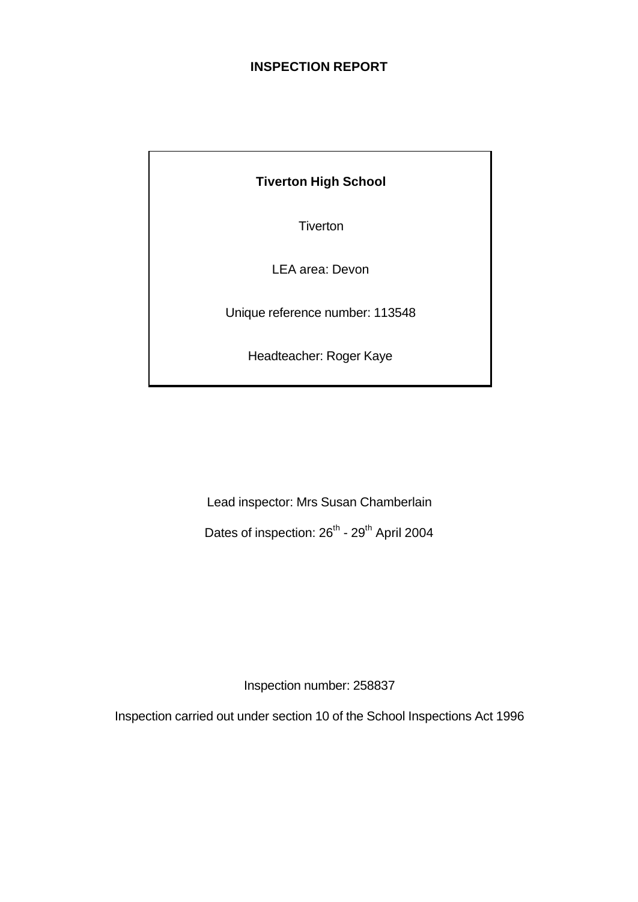# INSPECTION REPORT

**Tiverton High School**

Tiverton

LEA area: Devon

Unique reference number: 113548

Headteacher: Roger Kaye

Lead inspector: Mrs Susan Chamberlain

Dates of inspection: 26th - 29th April 2004

Inspection number: 258837

Inspection carried out under section 10 of the School Inspections Act 1996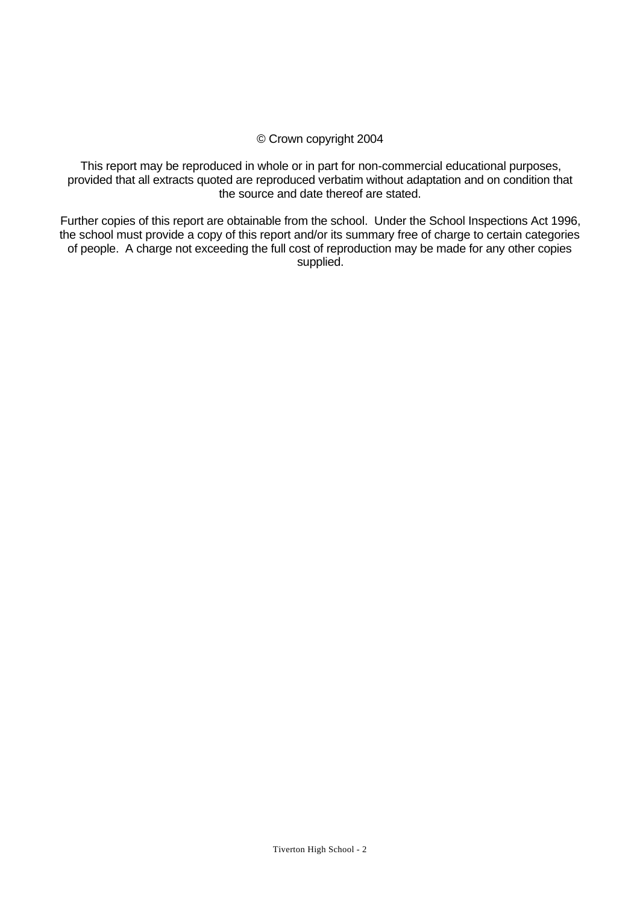© Crown copyright 2004

This report may be reproduced in whole or in part for non-commercial educational purposes, provided that all extracts quoted are reproduced verbatim without adaptation and on condition that the source and date thereof are stated.

Further copies of this report are obtainable from the school. Under the School Inspections Act 1996, the school must provide a copy of this report and/or its summary free of charge to certain categories of people. A charge not exceeding the full cost of reproduction may be made for any other copies supplied.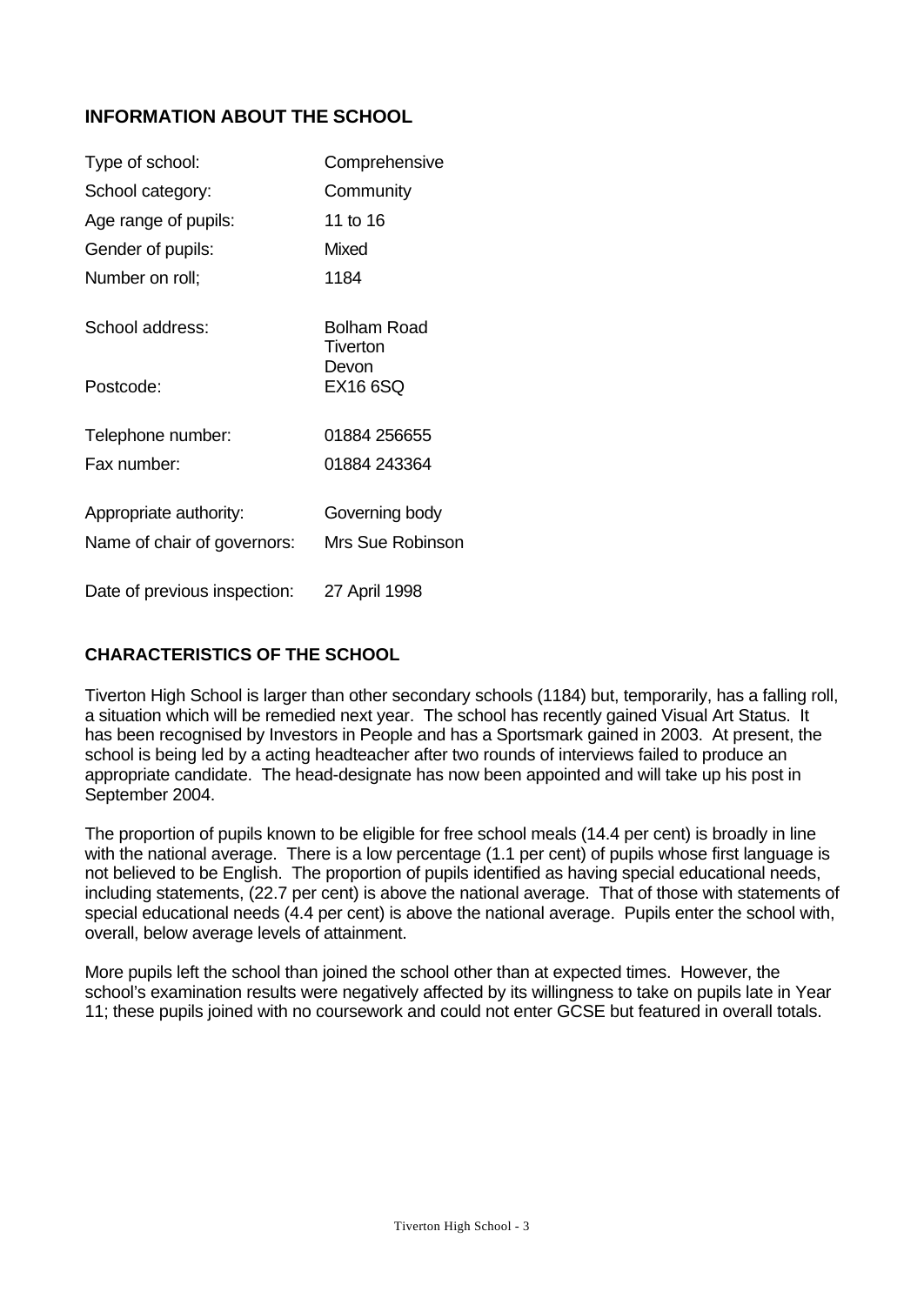## INFORMATION ABOUT THE SCHOOL

| | |
|---|---|
| Type of school: | Comprehensive |
| School category: | Community |
| Age range of pupils: | 11 to 16 |
| Gender of pupils: | Mixed |
| Number on roll; | 1184 |
| School address: | Bolham Road<br>Tiverton<br>Devon |
| Postcode: | EX16 6SQ |
| Telephone number: | 01884 256655 |
| Fax number: | 01884 243364 |
| Appropriate authority: | Governing body |
| Name of chair of governors: | Mrs Sue Robinson |
| Date of previous inspection: | 27 April 1998 |

## CHARACTERISTICS OF THE SCHOOL

Tiverton High School is larger than other secondary schools (1184) but, temporarily, has a falling roll, a situation which will be remedied next year. The school has recently gained Visual Art Status. It has been recognised by Investors in People and has a Sportsmark gained in 2003. At present, the school is being led by a acting headteacher after two rounds of interviews failed to produce an appropriate candidate. The head-designate has now been appointed and will take up his post in September 2004.

The proportion of pupils known to be eligible for free school meals (14.4 per cent) is broadly in line with the national average. There is a low percentage (1.1 per cent) of pupils whose first language is not believed to be English. The proportion of pupils identified as having special educational needs, including statements, (22.7 per cent) is above the national average. That of those with statements of special educational needs (4.4 per cent) is above the national average. Pupils enter the school with, overall, below average levels of attainment.

More pupils left the school than joined the school other than at expected times. However, the school's examination results were negatively affected by its willingness to take on pupils late in Year 11; these pupils joined with no coursework and could not enter GCSE but featured in overall totals.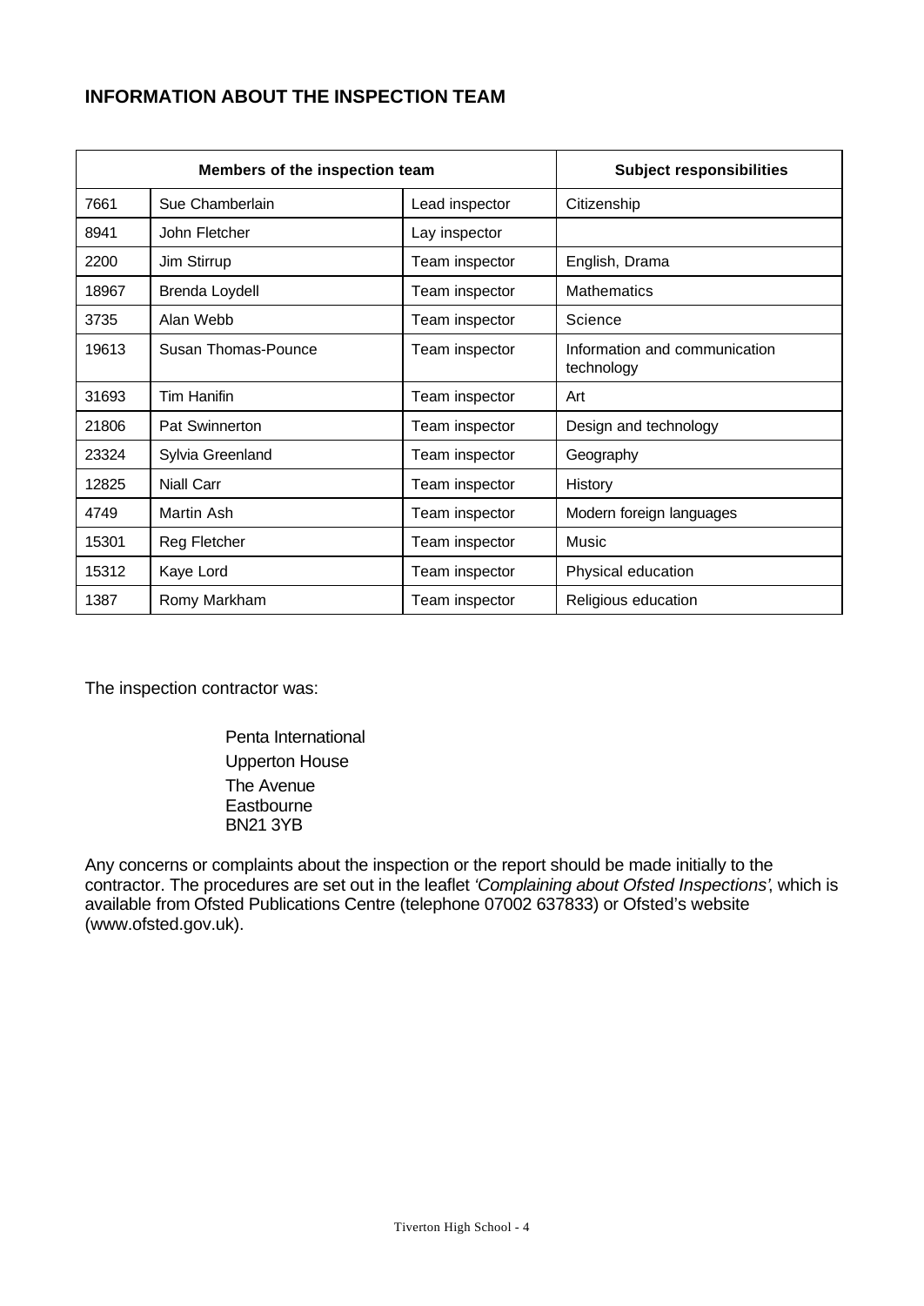## INFORMATION ABOUT THE INSPECTION TEAM

| Members of the inspection team | | | Subject responsibilities |
|---|---|---|---|
| 7661 | Sue Chamberlain | Lead inspector | Citizenship |
| 8941 | John Fletcher | Lay inspector | |
| 2200 | Jim Stirrup | Team inspector | English, Drama |
| 18967 | Brenda Loydell | Team inspector | Mathematics |
| 3735 | Alan Webb | Team inspector | Science |
| 19613 | Susan Thomas-Pounce | Team inspector | Information and communication technology |
| 31693 | Tim Hanifin | Team inspector | Art |
| 21806 | Pat Swinnerton | Team inspector | Design and technology |
| 23324 | Sylvia Greenland | Team inspector | Geography |
| 12825 | Niall Carr | Team inspector | History |
| 4749 | Martin Ash | Team inspector | Modern foreign languages |
| 15301 | Reg Fletcher | Team inspector | Music |
| 15312 | Kaye Lord | Team inspector | Physical education |
| 1387 | Romy Markham | Team inspector | Religious education |

The inspection contractor was:

Penta International
Upperton House
The Avenue
Eastbourne
BN21 3YB

Any concerns or complaints about the inspection or the report should be made initially to the contractor. The procedures are set out in the leaflet *'Complaining about Ofsted Inspections'*, which is available from Ofsted Publications Centre (telephone 07002 637833) or Ofsted's website (www.ofsted.gov.uk).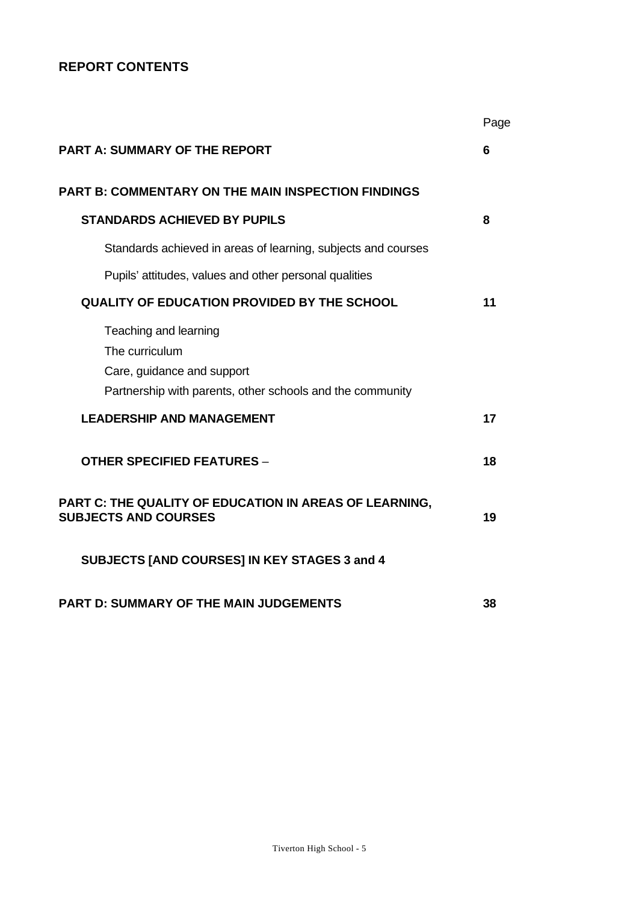## REPORT CONTENTS

| | Page |
|---|---|
| **PART A: SUMMARY OF THE REPORT** | **6** |
| **PART B: COMMENTARY ON THE MAIN INSPECTION FINDINGS** | |
| **STANDARDS ACHIEVED BY PUPILS** | **8** |
| Standards achieved in areas of learning, subjects and courses | |
| Pupils' attitudes, values and other personal qualities | |
| **QUALITY OF EDUCATION PROVIDED BY THE SCHOOL** | **11** |
| Teaching and learning<br>The curriculum<br>Care, guidance and support<br>Partnership with parents, other schools and the community | |
| **LEADERSHIP AND MANAGEMENT** | **17** |
| **OTHER SPECIFIED FEATURES** – | **18** |
| **PART C: THE QUALITY OF EDUCATION IN AREAS OF LEARNING, SUBJECTS AND COURSES** | **19** |
| **SUBJECTS [AND COURSES] IN KEY STAGES 3 and 4** | |
| **PART D: SUMMARY OF THE MAIN JUDGEMENTS** | **38** |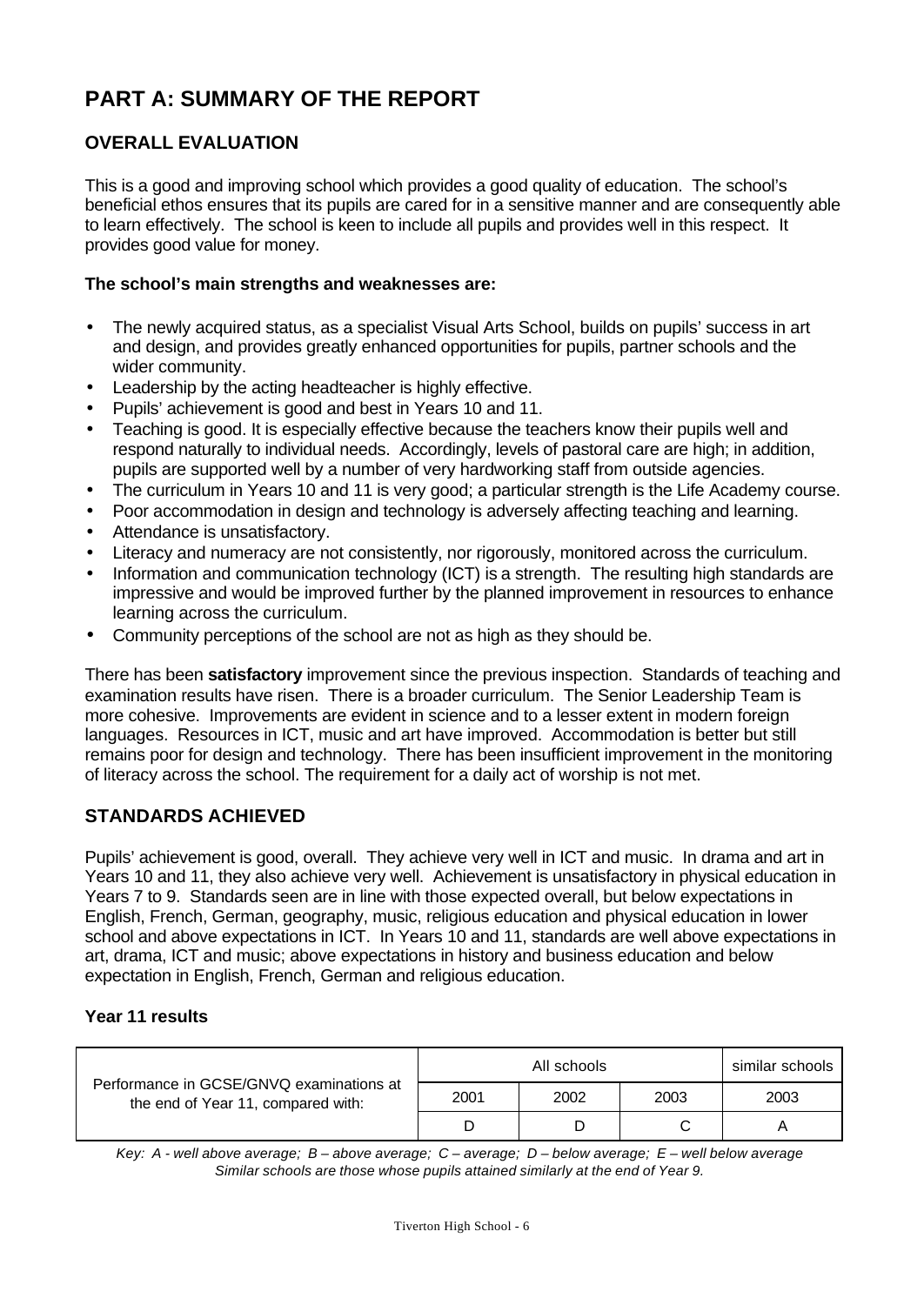# PART A: SUMMARY OF THE REPORT

## OVERALL EVALUATION

This is a good and improving school which provides a good quality of education. The school's beneficial ethos ensures that its pupils are cared for in a sensitive manner and are consequently able to learn effectively. The school is keen to include all pupils and provides well in this respect. It provides good value for money.

**The school's main strengths and weaknesses are:**

- The newly acquired status, as a specialist Visual Arts School, builds on pupils' success in art and design, and provides greatly enhanced opportunities for pupils, partner schools and the wider community.
- Leadership by the acting headteacher is highly effective.
- Pupils' achievement is good and best in Years 10 and 11.
- Teaching is good. It is especially effective because the teachers know their pupils well and respond naturally to individual needs. Accordingly, levels of pastoral care are high; in addition, pupils are supported well by a number of very hardworking staff from outside agencies.
- The curriculum in Years 10 and 11 is very good; a particular strength is the Life Academy course.
- Poor accommodation in design and technology is adversely affecting teaching and learning.
- Attendance is unsatisfactory.
- Literacy and numeracy are not consistently, nor rigorously, monitored across the curriculum.
- Information and communication technology (ICT) is a strength. The resulting high standards are impressive and would be improved further by the planned improvement in resources to enhance learning across the curriculum.
- Community perceptions of the school are not as high as they should be.

There has been **satisfactory** improvement since the previous inspection. Standards of teaching and examination results have risen. There is a broader curriculum. The Senior Leadership Team is more cohesive. Improvements are evident in science and to a lesser extent in modern foreign languages. Resources in ICT, music and art have improved. Accommodation is better but still remains poor for design and technology. There has been insufficient improvement in the monitoring of literacy across the school. The requirement for a daily act of worship is not met.

## STANDARDS ACHIEVED

Pupils' achievement is good, overall. They achieve very well in ICT and music. In drama and art in Years 10 and 11, they also achieve very well. Achievement is unsatisfactory in physical education in Years 7 to 9. Standards seen are in line with those expected overall, but below expectations in English, French, German, geography, music, religious education and physical education in lower school and above expectations in ICT. In Years 10 and 11, standards are well above expectations in art, drama, ICT and music; above expectations in history and business education and below expectation in English, French, German and religious education.

**Year 11 results**

| Performance in GCSE/GNVQ examinations at the end of Year 11, compared with: | All schools | | | similar schools |
|---|---|---|---|---|
| | 2001 | 2002 | 2003 | 2003 |
| | D | D | C | A |

*Key: A - well above average; B – above average; C – average; D – below average; E – well below average*
*Similar schools are those whose pupils attained similarly at the end of Year 9.*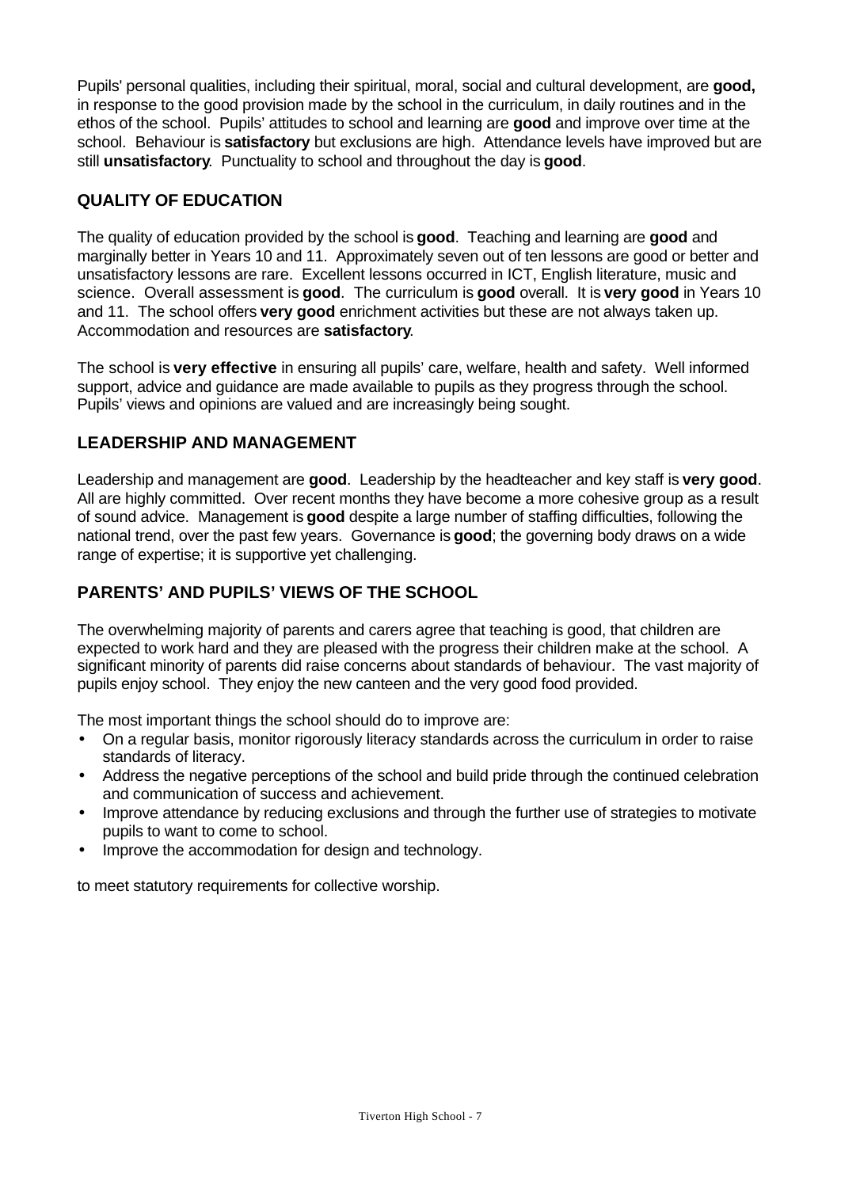Pupils' personal qualities, including their spiritual, moral, social and cultural development, are **good,** in response to the good provision made by the school in the curriculum, in daily routines and in the ethos of the school. Pupils' attitudes to school and learning are **good** and improve over time at the school. Behaviour is **satisfactory** but exclusions are high. Attendance levels have improved but are still **unsatisfactory**. Punctuality to school and throughout the day is **good**.

## QUALITY OF EDUCATION

The quality of education provided by the school is **good**. Teaching and learning are **good** and marginally better in Years 10 and 11. Approximately seven out of ten lessons are good or better and unsatisfactory lessons are rare. Excellent lessons occurred in ICT, English literature, music and science. Overall assessment is **good**. The curriculum is **good** overall. It is **very good** in Years 10 and 11. The school offers **very good** enrichment activities but these are not always taken up. Accommodation and resources are **satisfactory**.

The school is **very effective** in ensuring all pupils' care, welfare, health and safety. Well informed support, advice and guidance are made available to pupils as they progress through the school. Pupils' views and opinions are valued and are increasingly being sought.

## LEADERSHIP AND MANAGEMENT

Leadership and management are **good**. Leadership by the headteacher and key staff is **very good**. All are highly committed. Over recent months they have become a more cohesive group as a result of sound advice. Management is **good** despite a large number of staffing difficulties, following the national trend, over the past few years. Governance is **good**; the governing body draws on a wide range of expertise; it is supportive yet challenging.

## PARENTS' AND PUPILS' VIEWS OF THE SCHOOL

The overwhelming majority of parents and carers agree that teaching is good, that children are expected to work hard and they are pleased with the progress their children make at the school. A significant minority of parents did raise concerns about standards of behaviour. The vast majority of pupils enjoy school. They enjoy the new canteen and the very good food provided.

The most important things the school should do to improve are:

- On a regular basis, monitor rigorously literacy standards across the curriculum in order to raise standards of literacy.
- Address the negative perceptions of the school and build pride through the continued celebration and communication of success and achievement.
- Improve attendance by reducing exclusions and through the further use of strategies to motivate pupils to want to come to school.
- Improve the accommodation for design and technology.

to meet statutory requirements for collective worship.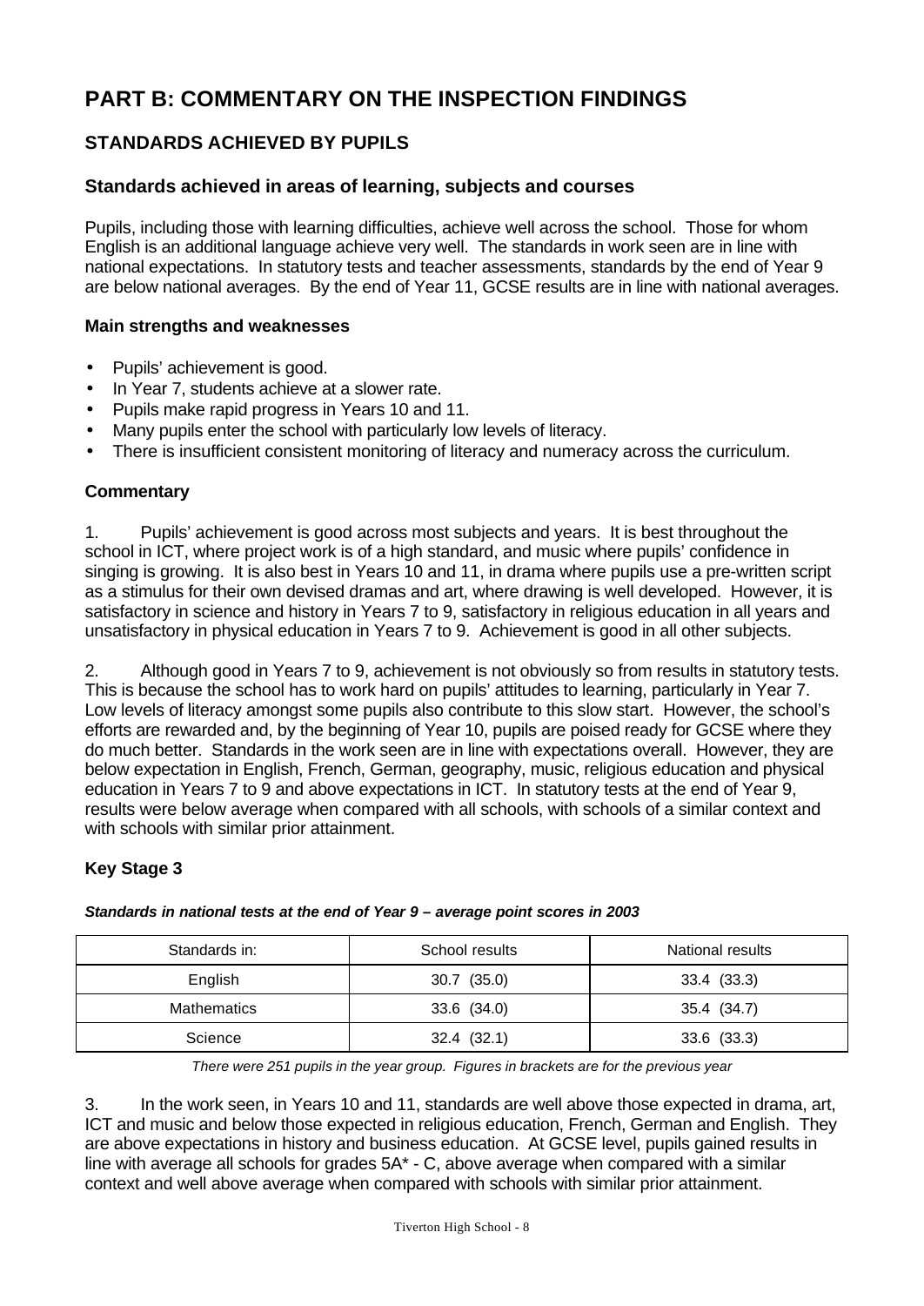# PART B: COMMENTARY ON THE INSPECTION FINDINGS

## STANDARDS ACHIEVED BY PUPILS

### Standards achieved in areas of learning, subjects and courses

Pupils, including those with learning difficulties, achieve well across the school. Those for whom English is an additional language achieve very well. The standards in work seen are in line with national expectations. In statutory tests and teacher assessments, standards by the end of Year 9 are below national averages. By the end of Year 11, GCSE results are in line with national averages.

**Main strengths and weaknesses**

- Pupils' achievement is good.
- In Year 7, students achieve at a slower rate.
- Pupils make rapid progress in Years 10 and 11.
- Many pupils enter the school with particularly low levels of literacy.
- There is insufficient consistent monitoring of literacy and numeracy across the curriculum.

**Commentary**

1. Pupils' achievement is good across most subjects and years. It is best throughout the school in ICT, where project work is of a high standard, and music where pupils' confidence in singing is growing. It is also best in Years 10 and 11, in drama where pupils use a pre-written script as a stimulus for their own devised dramas and art, where drawing is well developed. However, it is satisfactory in science and history in Years 7 to 9, satisfactory in religious education in all years and unsatisfactory in physical education in Years 7 to 9. Achievement is good in all other subjects.

2. Although good in Years 7 to 9, achievement is not obviously so from results in statutory tests. This is because the school has to work hard on pupils' attitudes to learning, particularly in Year 7. Low levels of literacy amongst some pupils also contribute to this slow start. However, the school's efforts are rewarded and, by the beginning of Year 10, pupils are poised ready for GCSE where they do much better. Standards in the work seen are in line with expectations overall. However, they are below expectation in English, French, German, geography, music, religious education and physical education in Years 7 to 9 and above expectations in ICT. In statutory tests at the end of Year 9, results were below average when compared with all schools, with schools of a similar context and with schools with similar prior attainment.

**Key Stage 3**

***Standards in national tests at the end of Year 9 – average point scores in 2003***

| Standards in: | School results | National results |
|---|---|---|
| English | 30.7 (35.0) | 33.4 (33.3) |
| Mathematics | 33.6 (34.0) | 35.4 (34.7) |
| Science | 32.4 (32.1) | 33.6 (33.3) |

*There were 251 pupils in the year group. Figures in brackets are for the previous year*

3. In the work seen, in Years 10 and 11, standards are well above those expected in drama, art, ICT and music and below those expected in religious education, French, German and English. They are above expectations in history and business education. At GCSE level, pupils gained results in line with average all schools for grades 5A* - C, above average when compared with a similar context and well above average when compared with schools with similar prior attainment.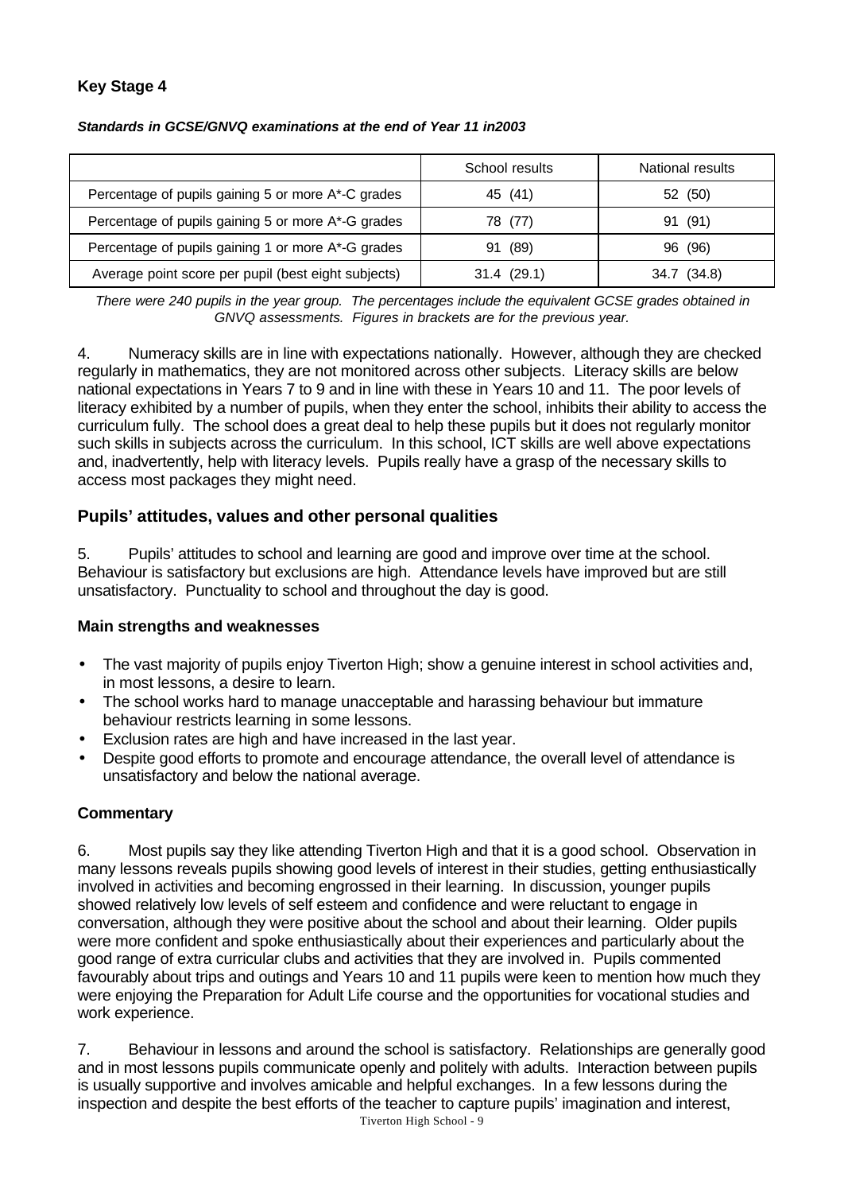**Key Stage 4**

***Standards in GCSE/GNVQ examinations at the end of Year 11 in2003***

| | School results | National results |
|---|---|---|
| Percentage of pupils gaining 5 or more A*-C grades | 45 (41) | 52 (50) |
| Percentage of pupils gaining 5 or more A*-G grades | 78 (77) | 91 (91) |
| Percentage of pupils gaining 1 or more A*-G grades | 91 (89) | 96 (96) |
| Average point score per pupil (best eight subjects) | 31.4 (29.1) | 34.7 (34.8) |

*There were 240 pupils in the year group. The percentages include the equivalent GCSE grades obtained in GNVQ assessments. Figures in brackets are for the previous year.*

4. Numeracy skills are in line with expectations nationally. However, although they are checked regularly in mathematics, they are not monitored across other subjects. Literacy skills are below national expectations in Years 7 to 9 and in line with these in Years 10 and 11. The poor levels of literacy exhibited by a number of pupils, when they enter the school, inhibits their ability to access the curriculum fully. The school does a great deal to help these pupils but it does not regularly monitor such skills in subjects across the curriculum. In this school, ICT skills are well above expectations and, inadvertently, help with literacy levels. Pupils really have a grasp of the necessary skills to access most packages they might need.

## Pupils' attitudes, values and other personal qualities

5. Pupils' attitudes to school and learning are good and improve over time at the school. Behaviour is satisfactory but exclusions are high. Attendance levels have improved but are still unsatisfactory. Punctuality to school and throughout the day is good.

### Main strengths and weaknesses

- The vast majority of pupils enjoy Tiverton High; show a genuine interest in school activities and, in most lessons, a desire to learn.
- The school works hard to manage unacceptable and harassing behaviour but immature behaviour restricts learning in some lessons.
- Exclusion rates are high and have increased in the last year.
- Despite good efforts to promote and encourage attendance, the overall level of attendance is unsatisfactory and below the national average.

### Commentary

6. Most pupils say they like attending Tiverton High and that it is a good school. Observation in many lessons reveals pupils showing good levels of interest in their studies, getting enthusiastically involved in activities and becoming engrossed in their learning. In discussion, younger pupils showed relatively low levels of self esteem and confidence and were reluctant to engage in conversation, although they were positive about the school and about their learning. Older pupils were more confident and spoke enthusiastically about their experiences and particularly about the good range of extra curricular clubs and activities that they are involved in. Pupils commented favourably about trips and outings and Years 10 and 11 pupils were keen to mention how much they were enjoying the Preparation for Adult Life course and the opportunities for vocational studies and work experience.

7. Behaviour in lessons and around the school is satisfactory. Relationships are generally good and in most lessons pupils communicate openly and politely with adults. Interaction between pupils is usually supportive and involves amicable and helpful exchanges. In a few lessons during the inspection and despite the best efforts of the teacher to capture pupils' imagination and interest,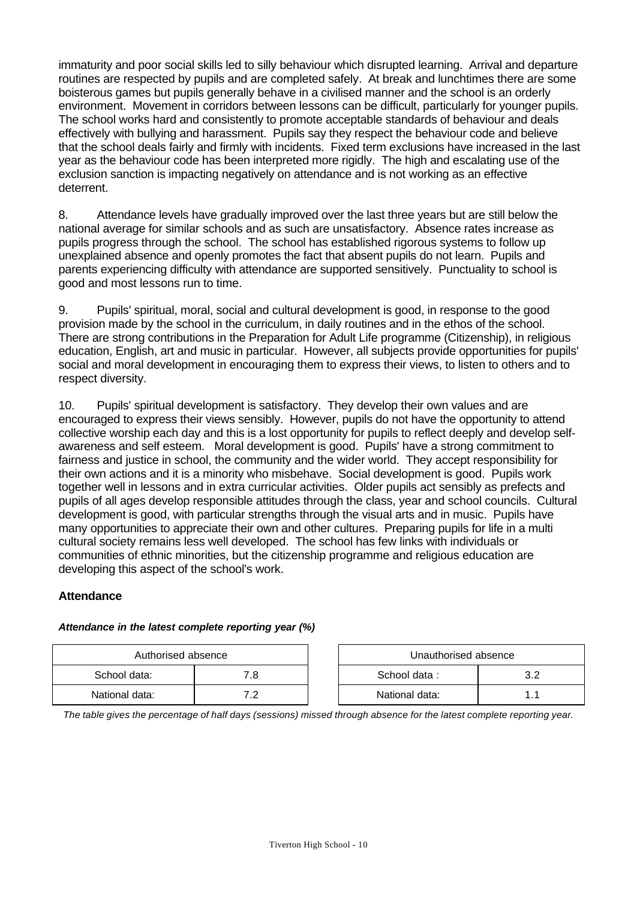immaturity and poor social skills led to silly behaviour which disrupted learning. Arrival and departure routines are respected by pupils and are completed safely. At break and lunchtimes there are some boisterous games but pupils generally behave in a civilised manner and the school is an orderly environment. Movement in corridors between lessons can be difficult, particularly for younger pupils. The school works hard and consistently to promote acceptable standards of behaviour and deals effectively with bullying and harassment. Pupils say they respect the behaviour code and believe that the school deals fairly and firmly with incidents. Fixed term exclusions have increased in the last year as the behaviour code has been interpreted more rigidly. The high and escalating use of the exclusion sanction is impacting negatively on attendance and is not working as an effective deterrent.

8. Attendance levels have gradually improved over the last three years but are still below the national average for similar schools and as such are unsatisfactory. Absence rates increase as pupils progress through the school. The school has established rigorous systems to follow up unexplained absence and openly promotes the fact that absent pupils do not learn. Pupils and parents experiencing difficulty with attendance are supported sensitively. Punctuality to school is good and most lessons run to time.

9. Pupils' spiritual, moral, social and cultural development is good, in response to the good provision made by the school in the curriculum, in daily routines and in the ethos of the school. There are strong contributions in the Preparation for Adult Life programme (Citizenship), in religious education, English, art and music in particular. However, all subjects provide opportunities for pupils' social and moral development in encouraging them to express their views, to listen to others and to respect diversity.

10. Pupils' spiritual development is satisfactory. They develop their own values and are encouraged to express their views sensibly. However, pupils do not have the opportunity to attend collective worship each day and this is a lost opportunity for pupils to reflect deeply and develop self-awareness and self esteem. Moral development is good. Pupils' have a strong commitment to fairness and justice in school, the community and the wider world. They accept responsibility for their own actions and it is a minority who misbehave. Social development is good. Pupils work together well in lessons and in extra curricular activities. Older pupils act sensibly as prefects and pupils of all ages develop responsible attitudes through the class, year and school councils. Cultural development is good, with particular strengths through the visual arts and in music. Pupils have many opportunities to appreciate their own and other cultures. Preparing pupils for life in a multi cultural society remains less well developed. The school has few links with individuals or communities of ethnic minorities, but the citizenship programme and religious education are developing this aspect of the school's work.

### Attendance

***Attendance in the latest complete reporting year (%)***

| Authorised absence | |
|---|---|
| School data: | 7.8 |
| National data: | 7.2 |

| Unauthorised absence | |
|---|---|
| School data : | 3.2 |
| National data: | 1.1 |

*The table gives the percentage of half days (sessions) missed through absence for the latest complete reporting year.*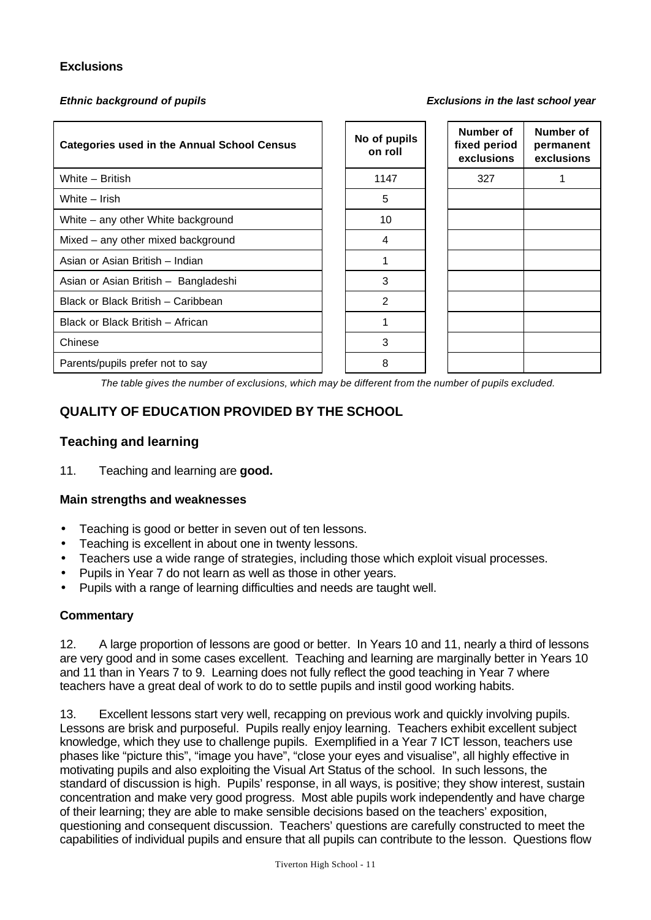### Exclusions

***Ethnic background of pupils*** ***Exclusions in the last school year***

| Categories used in the Annual School Census | No of pupils on roll | Number of fixed period exclusions | Number of permanent exclusions |
|---|---|---|---|
| White – British | 1147 | 327 | 1 |
| White – Irish | 5 | | |
| White – any other White background | 10 | | |
| Mixed – any other mixed background | 4 | | |
| Asian or Asian British – Indian | 1 | | |
| Asian or Asian British – Bangladeshi | 3 | | |
| Black or Black British – Caribbean | 2 | | |
| Black or Black British – African | 1 | | |
| Chinese | 3 | | |
| Parents/pupils prefer not to say | 8 | | |

*The table gives the number of exclusions, which may be different from the number of pupils excluded.*

## QUALITY OF EDUCATION PROVIDED BY THE SCHOOL

### Teaching and learning

11. Teaching and learning are **good.**

#### Main strengths and weaknesses

- Teaching is good or better in seven out of ten lessons.
- Teaching is excellent in about one in twenty lessons.
- Teachers use a wide range of strategies, including those which exploit visual processes.
- Pupils in Year 7 do not learn as well as those in other years.
- Pupils with a range of learning difficulties and needs are taught well.

#### Commentary

12. A large proportion of lessons are good or better. In Years 10 and 11, nearly a third of lessons are very good and in some cases excellent. Teaching and learning are marginally better in Years 10 and 11 than in Years 7 to 9. Learning does not fully reflect the good teaching in Year 7 where teachers have a great deal of work to do to settle pupils and instil good working habits.

13. Excellent lessons start very well, recapping on previous work and quickly involving pupils. Lessons are brisk and purposeful. Pupils really enjoy learning. Teachers exhibit excellent subject knowledge, which they use to challenge pupils. Exemplified in a Year 7 ICT lesson, teachers use phases like "picture this", "image you have", "close your eyes and visualise", all highly effective in motivating pupils and also exploiting the Visual Art Status of the school. In such lessons, the standard of discussion is high. Pupils' response, in all ways, is positive; they show interest, sustain concentration and make very good progress. Most able pupils work independently and have charge of their learning; they are able to make sensible decisions based on the teachers' exposition, questioning and consequent discussion. Teachers' questions are carefully constructed to meet the capabilities of individual pupils and ensure that all pupils can contribute to the lesson. Questions flow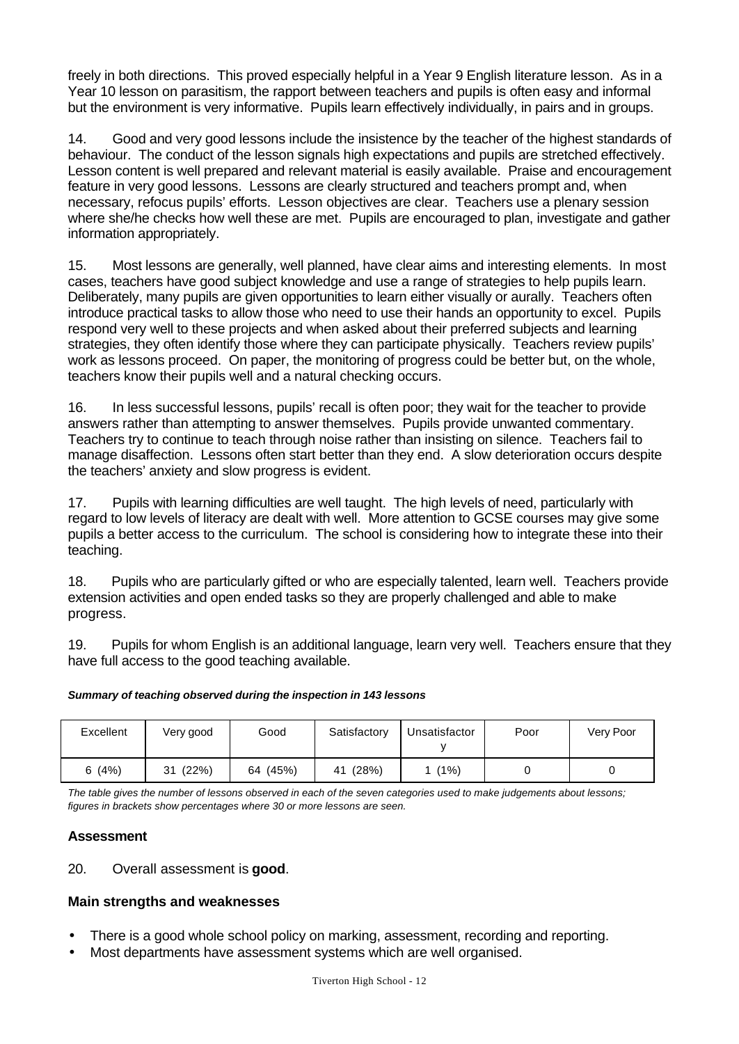freely in both directions. This proved especially helpful in a Year 9 English literature lesson. As in a Year 10 lesson on parasitism, the rapport between teachers and pupils is often easy and informal but the environment is very informative. Pupils learn effectively individually, in pairs and in groups.

14. Good and very good lessons include the insistence by the teacher of the highest standards of behaviour. The conduct of the lesson signals high expectations and pupils are stretched effectively. Lesson content is well prepared and relevant material is easily available. Praise and encouragement feature in very good lessons. Lessons are clearly structured and teachers prompt and, when necessary, refocus pupils' efforts. Lesson objectives are clear. Teachers use a plenary session where she/he checks how well these are met. Pupils are encouraged to plan, investigate and gather information appropriately.

15. Most lessons are generally, well planned, have clear aims and interesting elements. In most cases, teachers have good subject knowledge and use a range of strategies to help pupils learn. Deliberately, many pupils are given opportunities to learn either visually or aurally. Teachers often introduce practical tasks to allow those who need to use their hands an opportunity to excel. Pupils respond very well to these projects and when asked about their preferred subjects and learning strategies, they often identify those where they can participate physically. Teachers review pupils' work as lessons proceed. On paper, the monitoring of progress could be better but, on the whole, teachers know their pupils well and a natural checking occurs.

16. In less successful lessons, pupils' recall is often poor; they wait for the teacher to provide answers rather than attempting to answer themselves. Pupils provide unwanted commentary. Teachers try to continue to teach through noise rather than insisting on silence. Teachers fail to manage disaffection. Lessons often start better than they end. A slow deterioration occurs despite the teachers' anxiety and slow progress is evident.

17. Pupils with learning difficulties are well taught. The high levels of need, particularly with regard to low levels of literacy are dealt with well. More attention to GCSE courses may give some pupils a better access to the curriculum. The school is considering how to integrate these into their teaching.

18. Pupils who are particularly gifted or who are especially talented, learn well. Teachers provide extension activities and open ended tasks so they are properly challenged and able to make progress.

19. Pupils for whom English is an additional language, learn very well. Teachers ensure that they have full access to the good teaching available.

***Summary of teaching observed during the inspection in 143 lessons***

| Excellent | Very good | Good | Satisfactory | Unsatisfactory | Poor | Very Poor |
|---|---|---|---|---|---|---|
| 6 (4%) | 31 (22%) | 64 (45%) | 41 (28%) | 1 (1%) | 0 | 0 |

*The table gives the number of lessons observed in each of the seven categories used to make judgements about lessons; figures in brackets show percentages where 30 or more lessons are seen.*

### Assessment

20. Overall assessment is **good**.

### Main strengths and weaknesses

- There is a good whole school policy on marking, assessment, recording and reporting.
- Most departments have assessment systems which are well organised.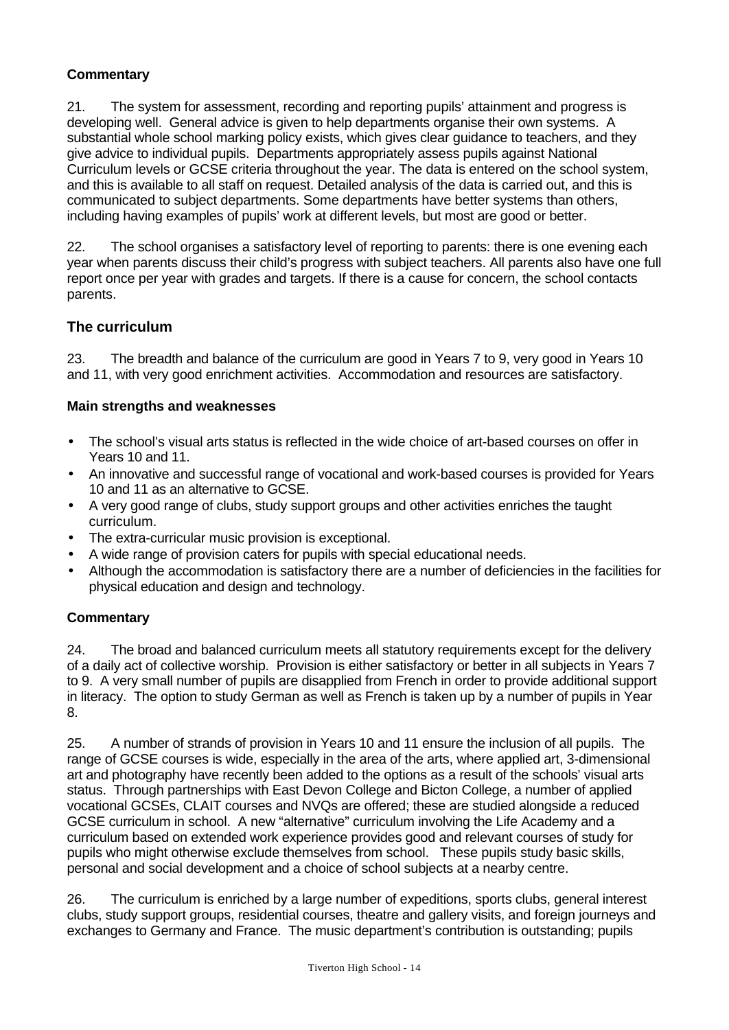**Commentary**

21. The system for assessment, recording and reporting pupils' attainment and progress is developing well. General advice is given to help departments organise their own systems. A substantial whole school marking policy exists, which gives clear guidance to teachers, and they give advice to individual pupils. Departments appropriately assess pupils against National Curriculum levels or GCSE criteria throughout the year. The data is entered on the school system, and this is available to all staff on request. Detailed analysis of the data is carried out, and this is communicated to subject departments. Some departments have better systems than others, including having examples of pupils' work at different levels, but most are good or better.

22. The school organises a satisfactory level of reporting to parents: there is one evening each year when parents discuss their child's progress with subject teachers. All parents also have one full report once per year with grades and targets. If there is a cause for concern, the school contacts parents.

## The curriculum

23. The breadth and balance of the curriculum are good in Years 7 to 9, very good in Years 10 and 11, with very good enrichment activities. Accommodation and resources are satisfactory.

**Main strengths and weaknesses**

- The school's visual arts status is reflected in the wide choice of art-based courses on offer in Years 10 and 11.
- An innovative and successful range of vocational and work-based courses is provided for Years 10 and 11 as an alternative to GCSE.
- A very good range of clubs, study support groups and other activities enriches the taught curriculum.
- The extra-curricular music provision is exceptional.
- A wide range of provision caters for pupils with special educational needs.
- Although the accommodation is satisfactory there are a number of deficiencies in the facilities for physical education and design and technology.

**Commentary**

24. The broad and balanced curriculum meets all statutory requirements except for the delivery of a daily act of collective worship. Provision is either satisfactory or better in all subjects in Years 7 to 9. A very small number of pupils are disapplied from French in order to provide additional support in literacy. The option to study German as well as French is taken up by a number of pupils in Year 8.

25. A number of strands of provision in Years 10 and 11 ensure the inclusion of all pupils. The range of GCSE courses is wide, especially in the area of the arts, where applied art, 3-dimensional art and photography have recently been added to the options as a result of the schools' visual arts status. Through partnerships with East Devon College and Bicton College, a number of applied vocational GCSEs, CLAIT courses and NVQs are offered; these are studied alongside a reduced GCSE curriculum in school. A new "alternative" curriculum involving the Life Academy and a curriculum based on extended work experience provides good and relevant courses of study for pupils who might otherwise exclude themselves from school. These pupils study basic skills, personal and social development and a choice of school subjects at a nearby centre.

26. The curriculum is enriched by a large number of expeditions, sports clubs, general interest clubs, study support groups, residential courses, theatre and gallery visits, and foreign journeys and exchanges to Germany and France. The music department's contribution is outstanding; pupils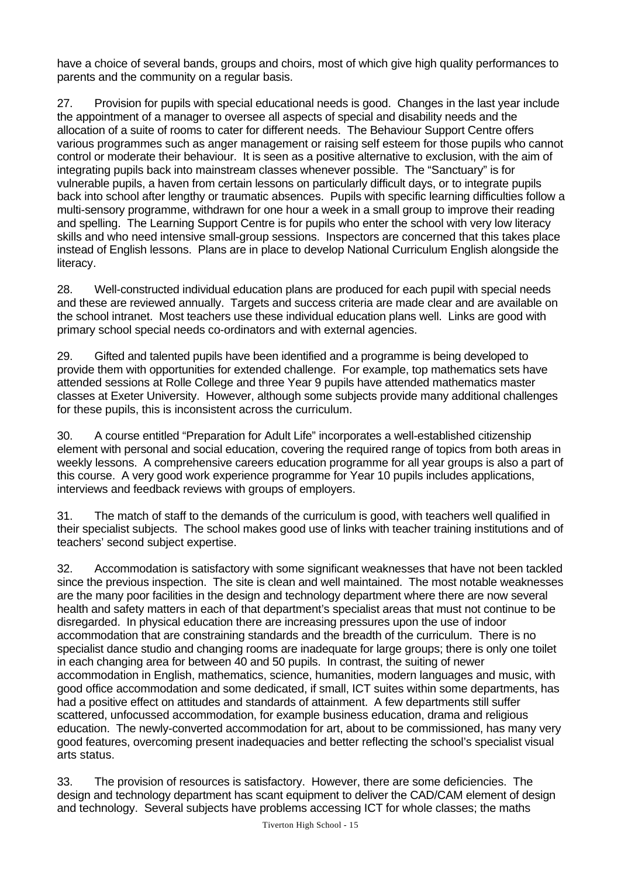have a choice of several bands, groups and choirs, most of which give high quality performances to parents and the community on a regular basis.

27. Provision for pupils with special educational needs is good. Changes in the last year include the appointment of a manager to oversee all aspects of special and disability needs and the allocation of a suite of rooms to cater for different needs. The Behaviour Support Centre offers various programmes such as anger management or raising self esteem for those pupils who cannot control or moderate their behaviour. It is seen as a positive alternative to exclusion, with the aim of integrating pupils back into mainstream classes whenever possible. The "Sanctuary" is for vulnerable pupils, a haven from certain lessons on particularly difficult days, or to integrate pupils back into school after lengthy or traumatic absences. Pupils with specific learning difficulties follow a multi-sensory programme, withdrawn for one hour a week in a small group to improve their reading and spelling. The Learning Support Centre is for pupils who enter the school with very low literacy skills and who need intensive small-group sessions. Inspectors are concerned that this takes place instead of English lessons. Plans are in place to develop National Curriculum English alongside the literacy.

28. Well-constructed individual education plans are produced for each pupil with special needs and these are reviewed annually. Targets and success criteria are made clear and are available on the school intranet. Most teachers use these individual education plans well. Links are good with primary school special needs co-ordinators and with external agencies.

29. Gifted and talented pupils have been identified and a programme is being developed to provide them with opportunities for extended challenge. For example, top mathematics sets have attended sessions at Rolle College and three Year 9 pupils have attended mathematics master classes at Exeter University. However, although some subjects provide many additional challenges for these pupils, this is inconsistent across the curriculum.

30. A course entitled "Preparation for Adult Life" incorporates a well-established citizenship element with personal and social education, covering the required range of topics from both areas in weekly lessons. A comprehensive careers education programme for all year groups is also a part of this course. A very good work experience programme for Year 10 pupils includes applications, interviews and feedback reviews with groups of employers.

31. The match of staff to the demands of the curriculum is good, with teachers well qualified in their specialist subjects. The school makes good use of links with teacher training institutions and of teachers' second subject expertise.

32. Accommodation is satisfactory with some significant weaknesses that have not been tackled since the previous inspection. The site is clean and well maintained. The most notable weaknesses are the many poor facilities in the design and technology department where there are now several health and safety matters in each of that department's specialist areas that must not continue to be disregarded. In physical education there are increasing pressures upon the use of indoor accommodation that are constraining standards and the breadth of the curriculum. There is no specialist dance studio and changing rooms are inadequate for large groups; there is only one toilet in each changing area for between 40 and 50 pupils. In contrast, the suiting of newer accommodation in English, mathematics, science, humanities, modern languages and music, with good office accommodation and some dedicated, if small, ICT suites within some departments, has had a positive effect on attitudes and standards of attainment. A few departments still suffer scattered, unfocussed accommodation, for example business education, drama and religious education. The newly-converted accommodation for art, about to be commissioned, has many very good features, overcoming present inadequacies and better reflecting the school's specialist visual arts status.

33. The provision of resources is satisfactory. However, there are some deficiencies. The design and technology department has scant equipment to deliver the CAD/CAM element of design and technology. Several subjects have problems accessing ICT for whole classes; the maths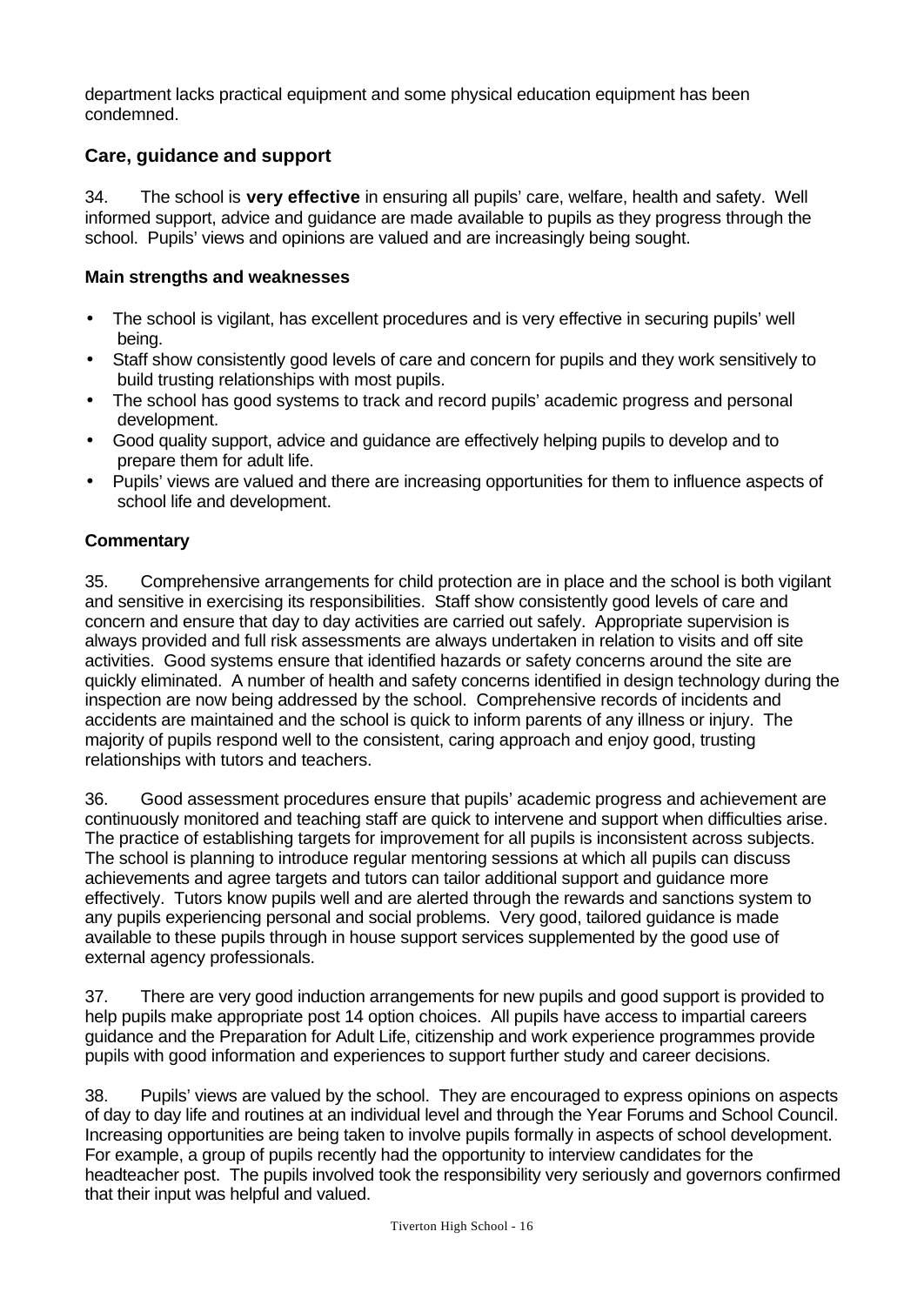department lacks practical equipment and some physical education equipment has been condemned.

### Care, guidance and support

34. The school is **very effective** in ensuring all pupils' care, welfare, health and safety. Well informed support, advice and guidance are made available to pupils as they progress through the school. Pupils' views and opinions are valued and are increasingly being sought.

#### Main strengths and weaknesses

- The school is vigilant, has excellent procedures and is very effective in securing pupils' well being.
- Staff show consistently good levels of care and concern for pupils and they work sensitively to build trusting relationships with most pupils.
- The school has good systems to track and record pupils' academic progress and personal development.
- Good quality support, advice and guidance are effectively helping pupils to develop and to prepare them for adult life.
- Pupils' views are valued and there are increasing opportunities for them to influence aspects of school life and development.

#### Commentary

35. Comprehensive arrangements for child protection are in place and the school is both vigilant and sensitive in exercising its responsibilities. Staff show consistently good levels of care and concern and ensure that day to day activities are carried out safely. Appropriate supervision is always provided and full risk assessments are always undertaken in relation to visits and off site activities. Good systems ensure that identified hazards or safety concerns around the site are quickly eliminated. A number of health and safety concerns identified in design technology during the inspection are now being addressed by the school. Comprehensive records of incidents and accidents are maintained and the school is quick to inform parents of any illness or injury. The majority of pupils respond well to the consistent, caring approach and enjoy good, trusting relationships with tutors and teachers.

36. Good assessment procedures ensure that pupils' academic progress and achievement are continuously monitored and teaching staff are quick to intervene and support when difficulties arise. The practice of establishing targets for improvement for all pupils is inconsistent across subjects. The school is planning to introduce regular mentoring sessions at which all pupils can discuss achievements and agree targets and tutors can tailor additional support and guidance more effectively. Tutors know pupils well and are alerted through the rewards and sanctions system to any pupils experiencing personal and social problems. Very good, tailored guidance is made available to these pupils through in house support services supplemented by the good use of external agency professionals.

37. There are very good induction arrangements for new pupils and good support is provided to help pupils make appropriate post 14 option choices. All pupils have access to impartial careers guidance and the Preparation for Adult Life, citizenship and work experience programmes provide pupils with good information and experiences to support further study and career decisions.

38. Pupils' views are valued by the school. They are encouraged to express opinions on aspects of day to day life and routines at an individual level and through the Year Forums and School Council. Increasing opportunities are being taken to involve pupils formally in aspects of school development. For example, a group of pupils recently had the opportunity to interview candidates for the headteacher post. The pupils involved took the responsibility very seriously and governors confirmed that their input was helpful and valued.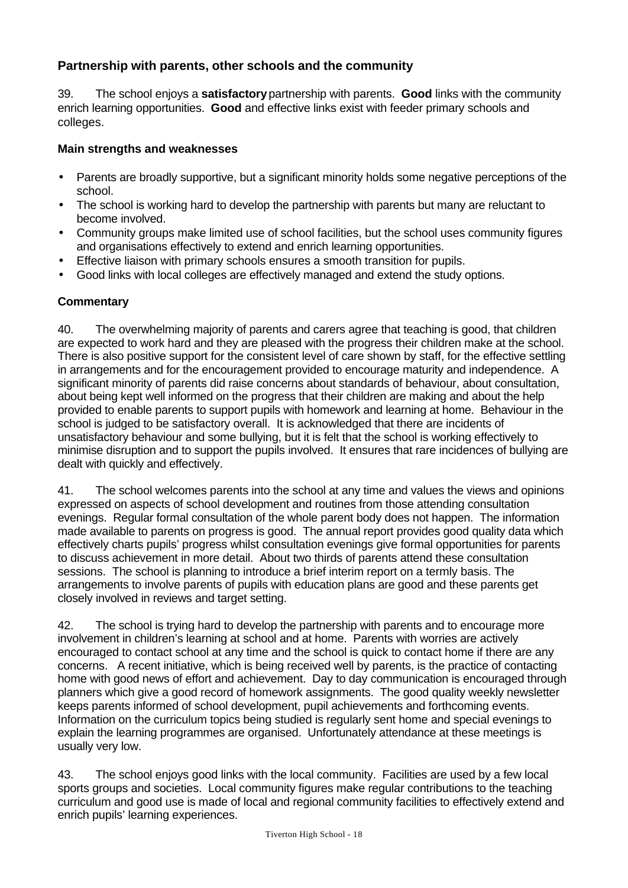## Partnership with parents, other schools and the community

39. The school enjoys a **satisfactory** partnership with parents. **Good** links with the community enrich learning opportunities. **Good** and effective links exist with feeder primary schools and colleges.

### Main strengths and weaknesses

- Parents are broadly supportive, but a significant minority holds some negative perceptions of the school.
- The school is working hard to develop the partnership with parents but many are reluctant to become involved.
- Community groups make limited use of school facilities, but the school uses community figures and organisations effectively to extend and enrich learning opportunities.
- Effective liaison with primary schools ensures a smooth transition for pupils.
- Good links with local colleges are effectively managed and extend the study options.

### Commentary

40. The overwhelming majority of parents and carers agree that teaching is good, that children are expected to work hard and they are pleased with the progress their children make at the school. There is also positive support for the consistent level of care shown by staff, for the effective settling in arrangements and for the encouragement provided to encourage maturity and independence. A significant minority of parents did raise concerns about standards of behaviour, about consultation, about being kept well informed on the progress that their children are making and about the help provided to enable parents to support pupils with homework and learning at home. Behaviour in the school is judged to be satisfactory overall. It is acknowledged that there are incidents of unsatisfactory behaviour and some bullying, but it is felt that the school is working effectively to minimise disruption and to support the pupils involved. It ensures that rare incidences of bullying are dealt with quickly and effectively.

41. The school welcomes parents into the school at any time and values the views and opinions expressed on aspects of school development and routines from those attending consultation evenings. Regular formal consultation of the whole parent body does not happen. The information made available to parents on progress is good. The annual report provides good quality data which effectively charts pupils' progress whilst consultation evenings give formal opportunities for parents to discuss achievement in more detail. About two thirds of parents attend these consultation sessions. The school is planning to introduce a brief interim report on a termly basis. The arrangements to involve parents of pupils with education plans are good and these parents get closely involved in reviews and target setting.

42. The school is trying hard to develop the partnership with parents and to encourage more involvement in children's learning at school and at home. Parents with worries are actively encouraged to contact school at any time and the school is quick to contact home if there are any concerns. A recent initiative, which is being received well by parents, is the practice of contacting home with good news of effort and achievement. Day to day communication is encouraged through planners which give a good record of homework assignments. The good quality weekly newsletter keeps parents informed of school development, pupil achievements and forthcoming events. Information on the curriculum topics being studied is regularly sent home and special evenings to explain the learning programmes are organised. Unfortunately attendance at these meetings is usually very low.

43. The school enjoys good links with the local community. Facilities are used by a few local sports groups and societies. Local community figures make regular contributions to the teaching curriculum and good use is made of local and regional community facilities to effectively extend and enrich pupils' learning experiences.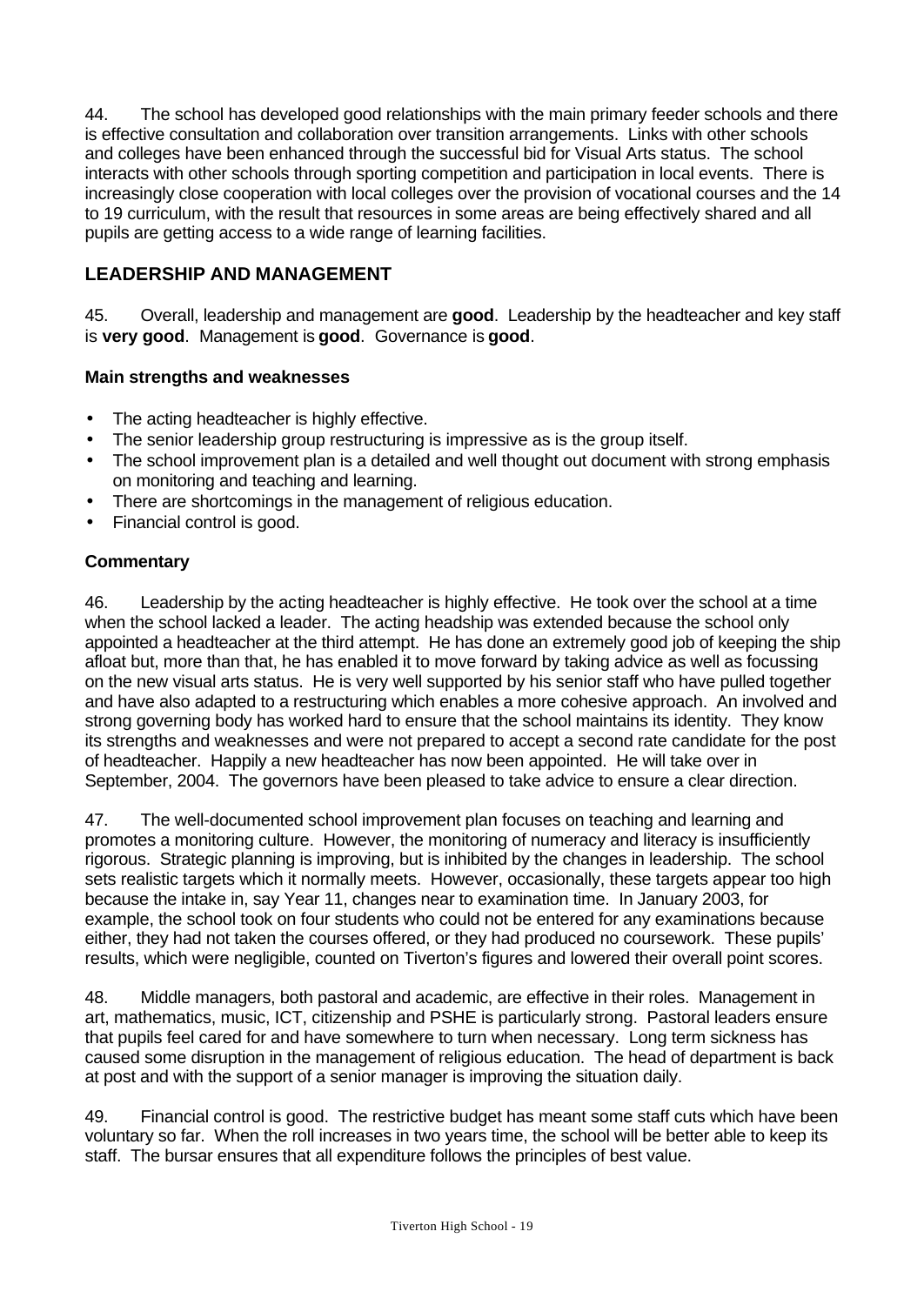44. The school has developed good relationships with the main primary feeder schools and there is effective consultation and collaboration over transition arrangements. Links with other schools and colleges have been enhanced through the successful bid for Visual Arts status. The school interacts with other schools through sporting competition and participation in local events. There is increasingly close cooperation with local colleges over the provision of vocational courses and the 14 to 19 curriculum, with the result that resources in some areas are being effectively shared and all pupils are getting access to a wide range of learning facilities.

## LEADERSHIP AND MANAGEMENT

45. Overall, leadership and management are **good**. Leadership by the headteacher and key staff is **very good**. Management is **good**. Governance is **good**.

### Main strengths and weaknesses

- The acting headteacher is highly effective.
- The senior leadership group restructuring is impressive as is the group itself.
- The school improvement plan is a detailed and well thought out document with strong emphasis on monitoring and teaching and learning.
- There are shortcomings in the management of religious education.
- Financial control is good.

### Commentary

46. Leadership by the acting headteacher is highly effective. He took over the school at a time when the school lacked a leader. The acting headship was extended because the school only appointed a headteacher at the third attempt. He has done an extremely good job of keeping the ship afloat but, more than that, he has enabled it to move forward by taking advice as well as focussing on the new visual arts status. He is very well supported by his senior staff who have pulled together and have also adapted to a restructuring which enables a more cohesive approach. An involved and strong governing body has worked hard to ensure that the school maintains its identity. They know its strengths and weaknesses and were not prepared to accept a second rate candidate for the post of headteacher. Happily a new headteacher has now been appointed. He will take over in September, 2004. The governors have been pleased to take advice to ensure a clear direction.

47. The well-documented school improvement plan focuses on teaching and learning and promotes a monitoring culture. However, the monitoring of numeracy and literacy is insufficiently rigorous. Strategic planning is improving, but is inhibited by the changes in leadership. The school sets realistic targets which it normally meets. However, occasionally, these targets appear too high because the intake in, say Year 11, changes near to examination time. In January 2003, for example, the school took on four students who could not be entered for any examinations because either, they had not taken the courses offered, or they had produced no coursework. These pupils' results, which were negligible, counted on Tiverton's figures and lowered their overall point scores.

48. Middle managers, both pastoral and academic, are effective in their roles. Management in art, mathematics, music, ICT, citizenship and PSHE is particularly strong. Pastoral leaders ensure that pupils feel cared for and have somewhere to turn when necessary. Long term sickness has caused some disruption in the management of religious education. The head of department is back at post and with the support of a senior manager is improving the situation daily.

49. Financial control is good. The restrictive budget has meant some staff cuts which have been voluntary so far. When the roll increases in two years time, the school will be better able to keep its staff. The bursar ensures that all expenditure follows the principles of best value.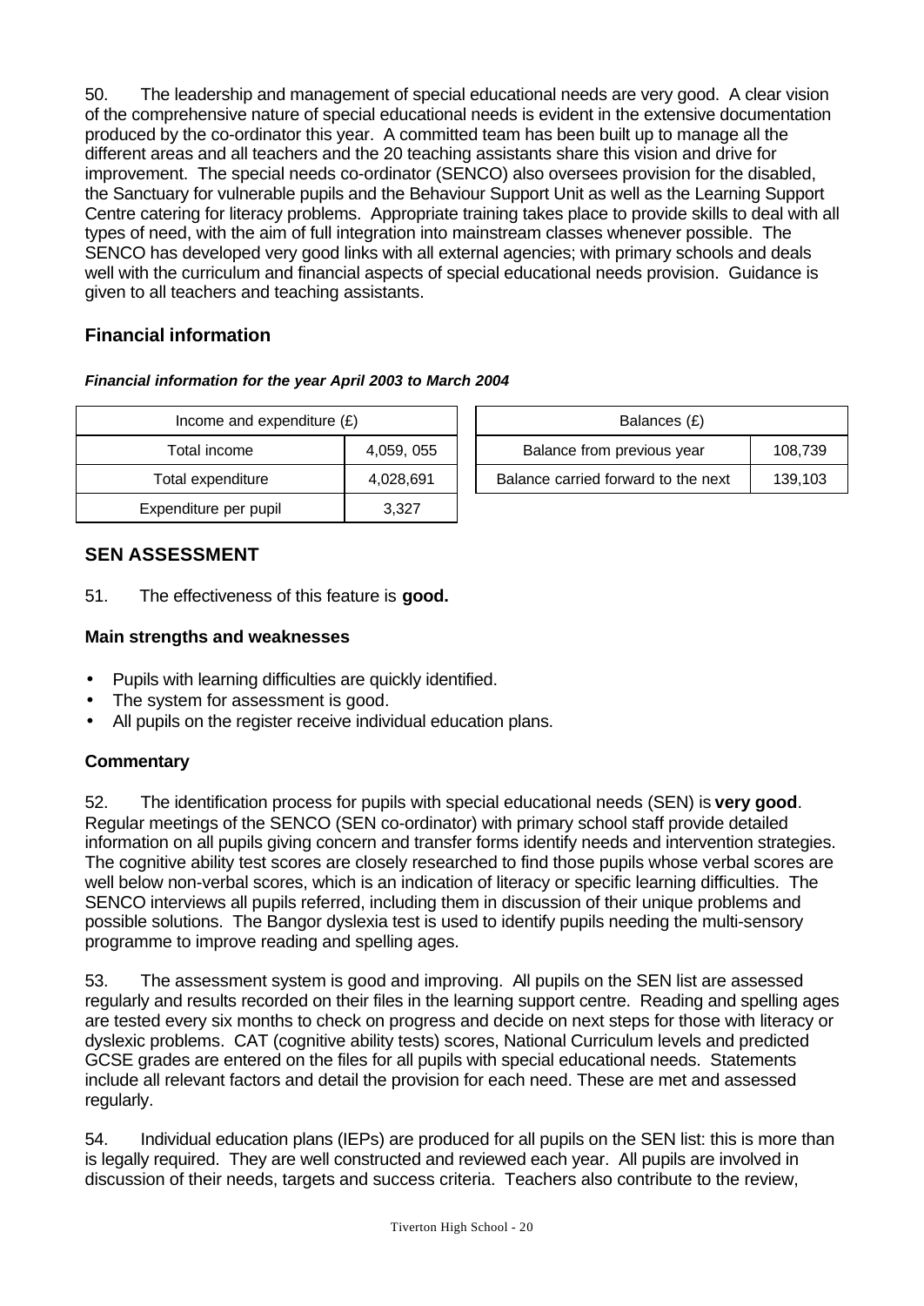50. The leadership and management of special educational needs are very good. A clear vision of the comprehensive nature of special educational needs is evident in the extensive documentation produced by the co-ordinator this year. A committed team has been built up to manage all the different areas and all teachers and the 20 teaching assistants share this vision and drive for improvement. The special needs co-ordinator (SENCO) also oversees provision for the disabled, the Sanctuary for vulnerable pupils and the Behaviour Support Unit as well as the Learning Support Centre catering for literacy problems. Appropriate training takes place to provide skills to deal with all types of need, with the aim of full integration into mainstream classes whenever possible. The SENCO has developed very good links with all external agencies; with primary schools and deals well with the curriculum and financial aspects of special educational needs provision. Guidance is given to all teachers and teaching assistants.

## Financial information

***Financial information for the year April 2003 to March 2004***

| Income and expenditure (£) | |
|---|---|
| Total income | 4,059, 055 |
| Total expenditure | 4,028,691 |
| Expenditure per pupil | 3,327 |

| Balances (£) | |
|---|---|
| Balance from previous year | 108,739 |
| Balance carried forward to the next | 139,103 |

## SEN ASSESSMENT

51. The effectiveness of this feature is **good.**

### Main strengths and weaknesses

- Pupils with learning difficulties are quickly identified.
- The system for assessment is good.
- All pupils on the register receive individual education plans.

### Commentary

52. The identification process for pupils with special educational needs (SEN) is **very good**. Regular meetings of the SENCO (SEN co-ordinator) with primary school staff provide detailed information on all pupils giving concern and transfer forms identify needs and intervention strategies. The cognitive ability test scores are closely researched to find those pupils whose verbal scores are well below non-verbal scores, which is an indication of literacy or specific learning difficulties. The SENCO interviews all pupils referred, including them in discussion of their unique problems and possible solutions. The Bangor dyslexia test is used to identify pupils needing the multi-sensory programme to improve reading and spelling ages.

53. The assessment system is good and improving. All pupils on the SEN list are assessed regularly and results recorded on their files in the learning support centre. Reading and spelling ages are tested every six months to check on progress and decide on next steps for those with literacy or dyslexic problems. CAT (cognitive ability tests) scores, National Curriculum levels and predicted GCSE grades are entered on the files for all pupils with special educational needs. Statements include all relevant factors and detail the provision for each need. These are met and assessed regularly.

54. Individual education plans (IEPs) are produced for all pupils on the SEN list: this is more than is legally required. They are well constructed and reviewed each year. All pupils are involved in discussion of their needs, targets and success criteria. Teachers also contribute to the review,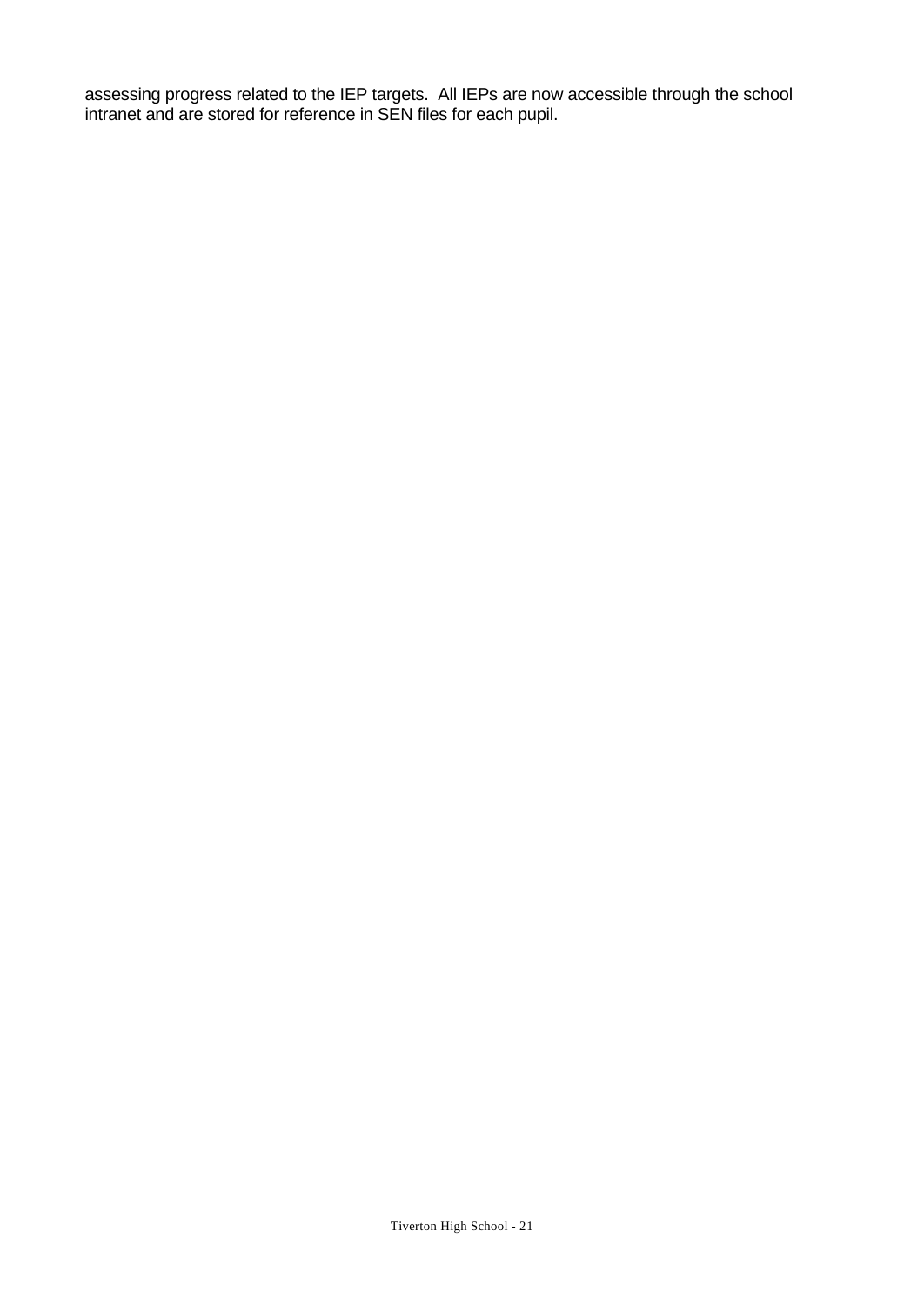assessing progress related to the IEP targets.  All IEPs are now accessible through the school intranet and are stored for reference in SEN files for each pupil.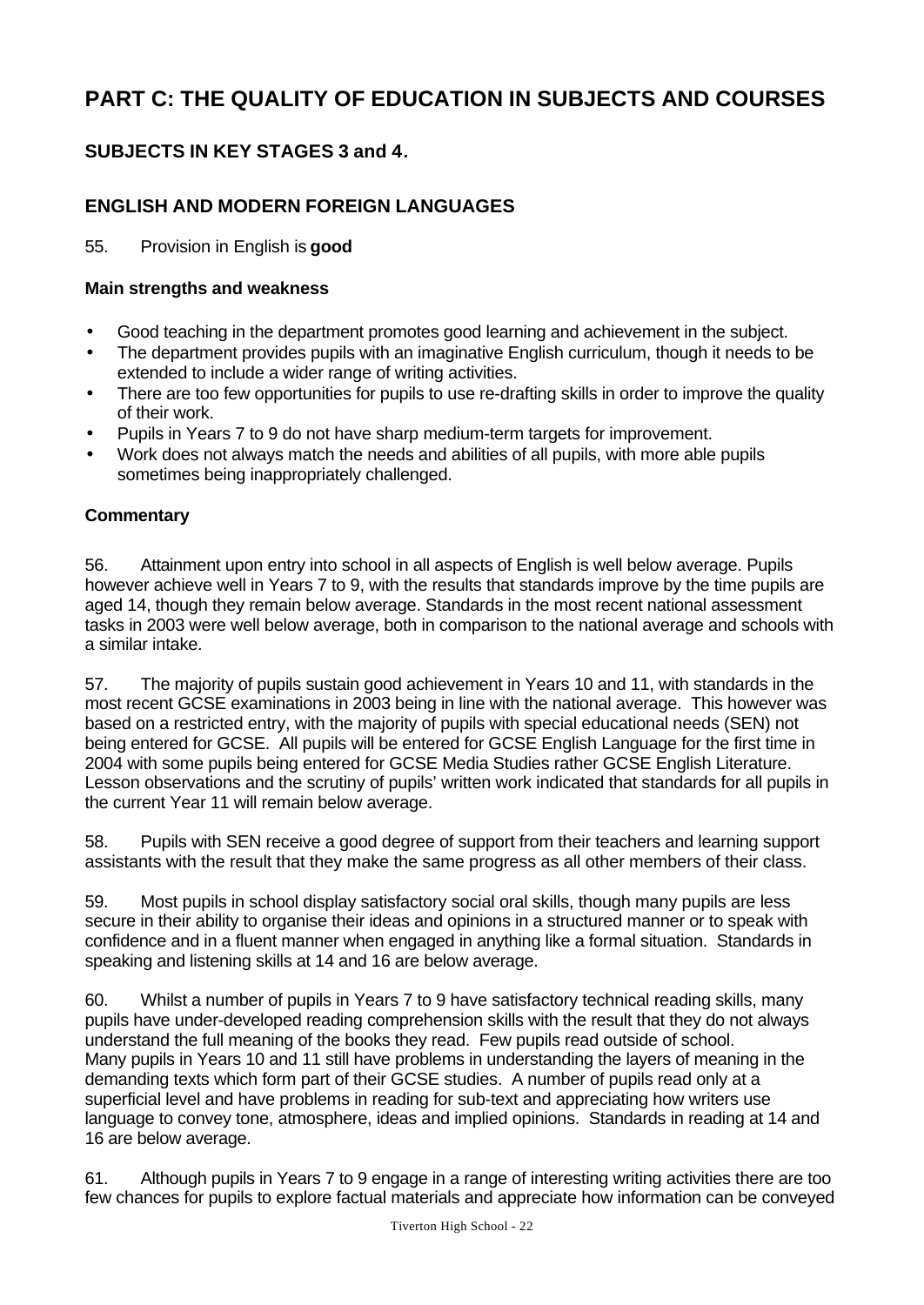# PART C: THE QUALITY OF EDUCATION IN SUBJECTS AND COURSES

## SUBJECTS IN KEY STAGES 3 and 4.

## ENGLISH AND MODERN FOREIGN LANGUAGES

55. Provision in English is **good**

**Main strengths and weakness**

- Good teaching in the department promotes good learning and achievement in the subject.
- The department provides pupils with an imaginative English curriculum, though it needs to be extended to include a wider range of writing activities.
- There are too few opportunities for pupils to use re-drafting skills in order to improve the quality of their work.
- Pupils in Years 7 to 9 do not have sharp medium-term targets for improvement.
- Work does not always match the needs and abilities of all pupils, with more able pupils sometimes being inappropriately challenged.

**Commentary**

56. Attainment upon entry into school in all aspects of English is well below average. Pupils however achieve well in Years 7 to 9, with the results that standards improve by the time pupils are aged 14, though they remain below average. Standards in the most recent national assessment tasks in 2003 were well below average, both in comparison to the national average and schools with a similar intake.

57. The majority of pupils sustain good achievement in Years 10 and 11, with standards in the most recent GCSE examinations in 2003 being in line with the national average. This however was based on a restricted entry, with the majority of pupils with special educational needs (SEN) not being entered for GCSE. All pupils will be entered for GCSE English Language for the first time in 2004 with some pupils being entered for GCSE Media Studies rather GCSE English Literature. Lesson observations and the scrutiny of pupils' written work indicated that standards for all pupils in the current Year 11 will remain below average.

58. Pupils with SEN receive a good degree of support from their teachers and learning support assistants with the result that they make the same progress as all other members of their class.

59. Most pupils in school display satisfactory social oral skills, though many pupils are less secure in their ability to organise their ideas and opinions in a structured manner or to speak with confidence and in a fluent manner when engaged in anything like a formal situation. Standards in speaking and listening skills at 14 and 16 are below average.

60. Whilst a number of pupils in Years 7 to 9 have satisfactory technical reading skills, many pupils have under-developed reading comprehension skills with the result that they do not always understand the full meaning of the books they read. Few pupils read outside of school. Many pupils in Years 10 and 11 still have problems in understanding the layers of meaning in the demanding texts which form part of their GCSE studies. A number of pupils read only at a superficial level and have problems in reading for sub-text and appreciating how writers use language to convey tone, atmosphere, ideas and implied opinions. Standards in reading at 14 and 16 are below average.

61. Although pupils in Years 7 to 9 engage in a range of interesting writing activities there are too few chances for pupils to explore factual materials and appreciate how information can be conveyed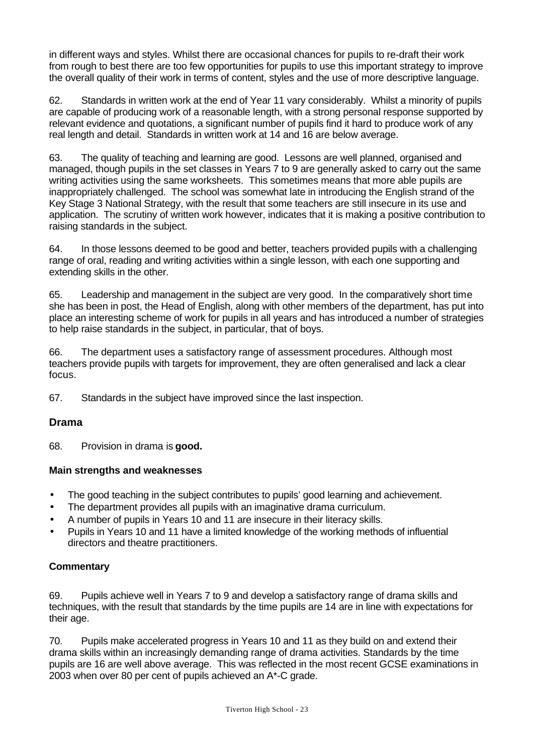in different ways and styles. Whilst there are occasional chances for pupils to re-draft their work from rough to best there are too few opportunities for pupils to use this important strategy to improve the overall quality of their work in terms of content, styles and the use of more descriptive language.

62. Standards in written work at the end of Year 11 vary considerably. Whilst a minority of pupils are capable of producing work of a reasonable length, with a strong personal response supported by relevant evidence and quotations, a significant number of pupils find it hard to produce work of any real length and detail. Standards in written work at 14 and 16 are below average.

63. The quality of teaching and learning are good. Lessons are well planned, organised and managed, though pupils in the set classes in Years 7 to 9 are generally asked to carry out the same writing activities using the same worksheets. This sometimes means that more able pupils are inappropriately challenged. The school was somewhat late in introducing the English strand of the Key Stage 3 National Strategy, with the result that some teachers are still insecure in its use and application. The scrutiny of written work however, indicates that it is making a positive contribution to raising standards in the subject.

64. In those lessons deemed to be good and better, teachers provided pupils with a challenging range of oral, reading and writing activities within a single lesson, with each one supporting and extending skills in the other.

65. Leadership and management in the subject are very good. In the comparatively short time she has been in post, the Head of English, along with other members of the department, has put into place an interesting scheme of work for pupils in all years and has introduced a number of strategies to help raise standards in the subject, in particular, that of boys.

66. The department uses a satisfactory range of assessment procedures. Although most teachers provide pupils with targets for improvement, they are often generalised and lack a clear focus.

67. Standards in the subject have improved since the last inspection.

## Drama

68. Provision in drama is **good.**

### Main strengths and weaknesses

- The good teaching in the subject contributes to pupils' good learning and achievement.
- The department provides all pupils with an imaginative drama curriculum.
- A number of pupils in Years 10 and 11 are insecure in their literacy skills.
- Pupils in Years 10 and 11 have a limited knowledge of the working methods of influential directors and theatre practitioners.

### Commentary

69. Pupils achieve well in Years 7 to 9 and develop a satisfactory range of drama skills and techniques, with the result that standards by the time pupils are 14 are in line with expectations for their age.

70. Pupils make accelerated progress in Years 10 and 11 as they build on and extend their drama skills within an increasingly demanding range of drama activities. Standards by the time pupils are 16 are well above average. This was reflected in the most recent GCSE examinations in 2003 when over 80 per cent of pupils achieved an A*-C grade.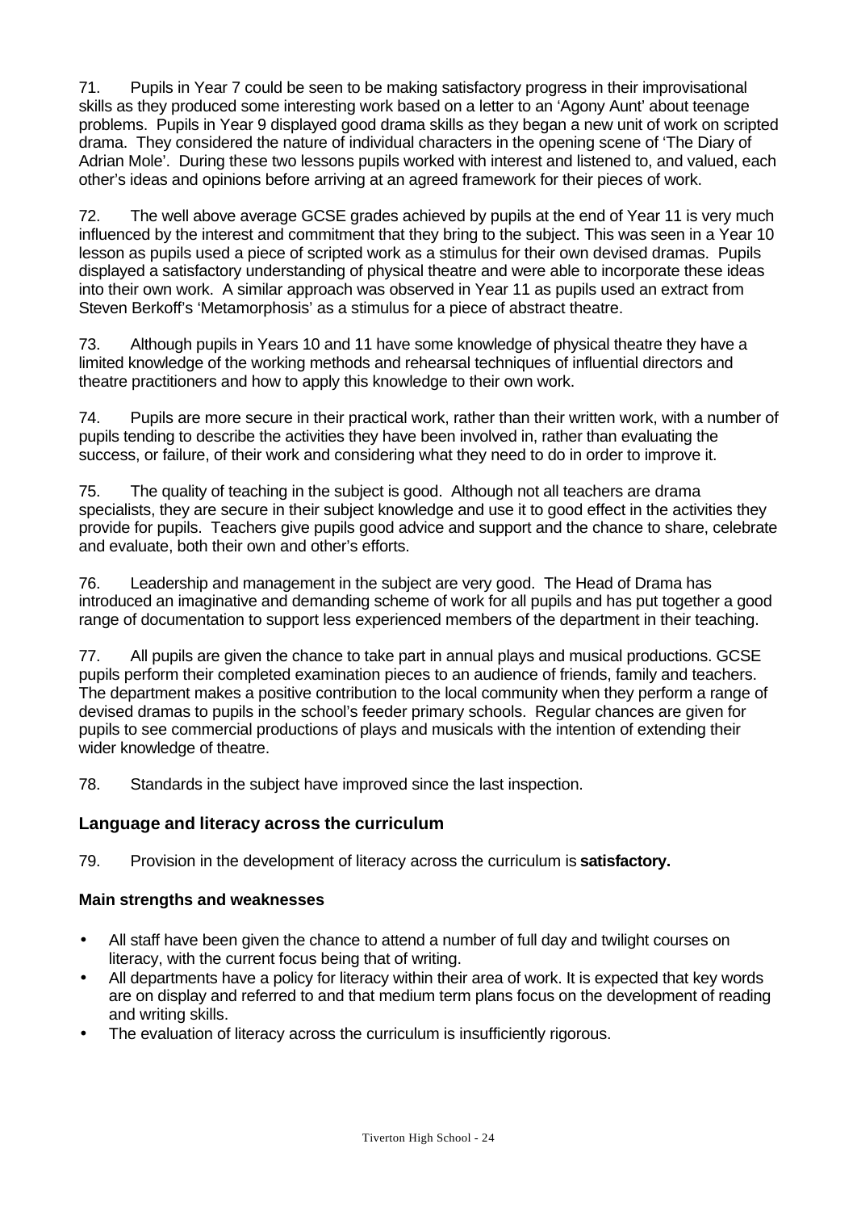71. Pupils in Year 7 could be seen to be making satisfactory progress in their improvisational skills as they produced some interesting work based on a letter to an 'Agony Aunt' about teenage problems. Pupils in Year 9 displayed good drama skills as they began a new unit of work on scripted drama. They considered the nature of individual characters in the opening scene of 'The Diary of Adrian Mole'. During these two lessons pupils worked with interest and listened to, and valued, each other's ideas and opinions before arriving at an agreed framework for their pieces of work.

72. The well above average GCSE grades achieved by pupils at the end of Year 11 is very much influenced by the interest and commitment that they bring to the subject. This was seen in a Year 10 lesson as pupils used a piece of scripted work as a stimulus for their own devised dramas. Pupils displayed a satisfactory understanding of physical theatre and were able to incorporate these ideas into their own work. A similar approach was observed in Year 11 as pupils used an extract from Steven Berkoff's 'Metamorphosis' as a stimulus for a piece of abstract theatre.

73. Although pupils in Years 10 and 11 have some knowledge of physical theatre they have a limited knowledge of the working methods and rehearsal techniques of influential directors and theatre practitioners and how to apply this knowledge to their own work.

74. Pupils are more secure in their practical work, rather than their written work, with a number of pupils tending to describe the activities they have been involved in, rather than evaluating the success, or failure, of their work and considering what they need to do in order to improve it.

75. The quality of teaching in the subject is good. Although not all teachers are drama specialists, they are secure in their subject knowledge and use it to good effect in the activities they provide for pupils. Teachers give pupils good advice and support and the chance to share, celebrate and evaluate, both their own and other's efforts.

76. Leadership and management in the subject are very good. The Head of Drama has introduced an imaginative and demanding scheme of work for all pupils and has put together a good range of documentation to support less experienced members of the department in their teaching.

77. All pupils are given the chance to take part in annual plays and musical productions. GCSE pupils perform their completed examination pieces to an audience of friends, family and teachers. The department makes a positive contribution to the local community when they perform a range of devised dramas to pupils in the school's feeder primary schools. Regular chances are given for pupils to see commercial productions of plays and musicals with the intention of extending their wider knowledge of theatre.

78. Standards in the subject have improved since the last inspection.

## Language and literacy across the curriculum

79. Provision in the development of literacy across the curriculum is **satisfactory.**

### Main strengths and weaknesses

- All staff have been given the chance to attend a number of full day and twilight courses on literacy, with the current focus being that of writing.
- All departments have a policy for literacy within their area of work. It is expected that key words are on display and referred to and that medium term plans focus on the development of reading and writing skills.
- The evaluation of literacy across the curriculum is insufficiently rigorous.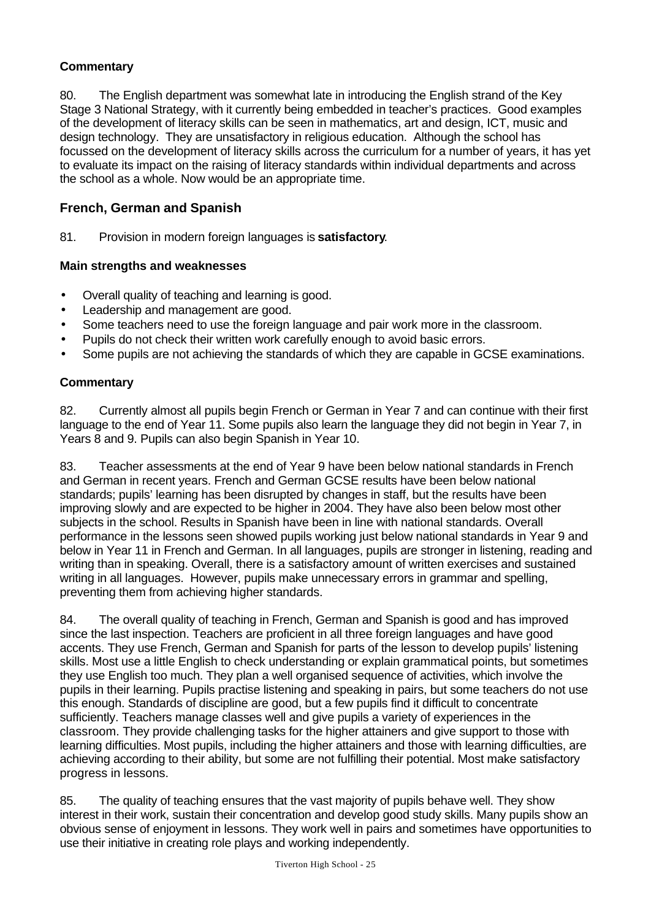### Commentary

80. The English department was somewhat late in introducing the English strand of the Key Stage 3 National Strategy, with it currently being embedded in teacher's practices. Good examples of the development of literacy skills can be seen in mathematics, art and design, ICT, music and design technology. They are unsatisfactory in religious education. Although the school has focussed on the development of literacy skills across the curriculum for a number of years, it has yet to evaluate its impact on the raising of literacy standards within individual departments and across the school as a whole. Now would be an appropriate time.

## French, German and Spanish

81. Provision in modern foreign languages is **satisfactory**.

### Main strengths and weaknesses

- Overall quality of teaching and learning is good.
- Leadership and management are good.
- Some teachers need to use the foreign language and pair work more in the classroom.
- Pupils do not check their written work carefully enough to avoid basic errors.
- Some pupils are not achieving the standards of which they are capable in GCSE examinations.

### Commentary

82. Currently almost all pupils begin French or German in Year 7 and can continue with their first language to the end of Year 11. Some pupils also learn the language they did not begin in Year 7, in Years 8 and 9. Pupils can also begin Spanish in Year 10.

83. Teacher assessments at the end of Year 9 have been below national standards in French and German in recent years. French and German GCSE results have been below national standards; pupils' learning has been disrupted by changes in staff, but the results have been improving slowly and are expected to be higher in 2004. They have also been below most other subjects in the school. Results in Spanish have been in line with national standards. Overall performance in the lessons seen showed pupils working just below national standards in Year 9 and below in Year 11 in French and German. In all languages, pupils are stronger in listening, reading and writing than in speaking. Overall, there is a satisfactory amount of written exercises and sustained writing in all languages. However, pupils make unnecessary errors in grammar and spelling, preventing them from achieving higher standards.

84. The overall quality of teaching in French, German and Spanish is good and has improved since the last inspection. Teachers are proficient in all three foreign languages and have good accents. They use French, German and Spanish for parts of the lesson to develop pupils' listening skills. Most use a little English to check understanding or explain grammatical points, but sometimes they use English too much. They plan a well organised sequence of activities, which involve the pupils in their learning. Pupils practise listening and speaking in pairs, but some teachers do not use this enough. Standards of discipline are good, but a few pupils find it difficult to concentrate sufficiently. Teachers manage classes well and give pupils a variety of experiences in the classroom. They provide challenging tasks for the higher attainers and give support to those with learning difficulties. Most pupils, including the higher attainers and those with learning difficulties, are achieving according to their ability, but some are not fulfilling their potential. Most make satisfactory progress in lessons.

85. The quality of teaching ensures that the vast majority of pupils behave well. They show interest in their work, sustain their concentration and develop good study skills. Many pupils show an obvious sense of enjoyment in lessons. They work well in pairs and sometimes have opportunities to use their initiative in creating role plays and working independently.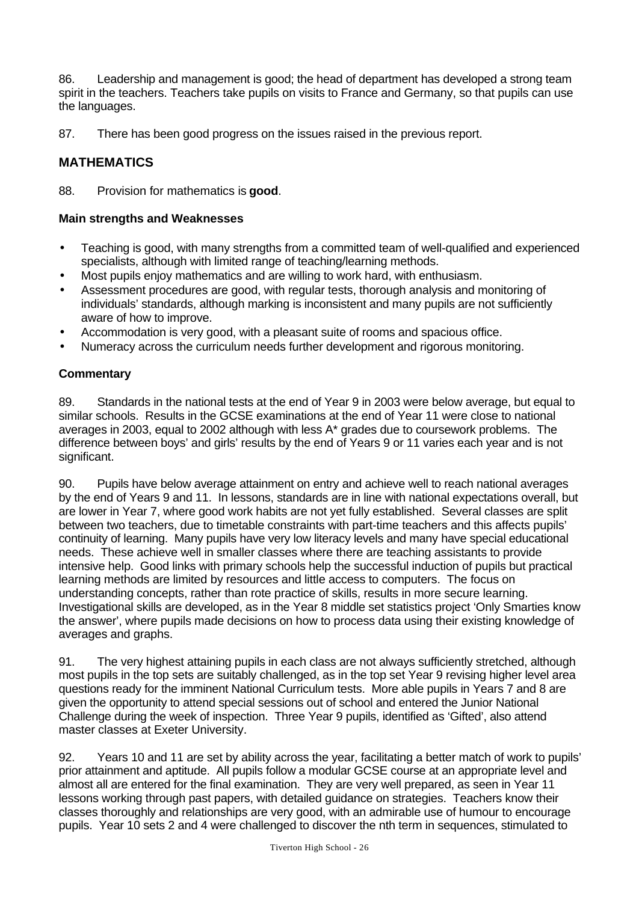86. Leadership and management is good; the head of department has developed a strong team spirit in the teachers. Teachers take pupils on visits to France and Germany, so that pupils can use the languages.

87. There has been good progress on the issues raised in the previous report.

## MATHEMATICS

88. Provision for mathematics is **good**.

### Main strengths and Weaknesses

- Teaching is good, with many strengths from a committed team of well-qualified and experienced specialists, although with limited range of teaching/learning methods.
- Most pupils enjoy mathematics and are willing to work hard, with enthusiasm.
- Assessment procedures are good, with regular tests, thorough analysis and monitoring of individuals' standards, although marking is inconsistent and many pupils are not sufficiently aware of how to improve.
- Accommodation is very good, with a pleasant suite of rooms and spacious office.
- Numeracy across the curriculum needs further development and rigorous monitoring.

### Commentary

89. Standards in the national tests at the end of Year 9 in 2003 were below average, but equal to similar schools. Results in the GCSE examinations at the end of Year 11 were close to national averages in 2003, equal to 2002 although with less A* grades due to coursework problems. The difference between boys' and girls' results by the end of Years 9 or 11 varies each year and is not significant.

90. Pupils have below average attainment on entry and achieve well to reach national averages by the end of Years 9 and 11. In lessons, standards are in line with national expectations overall, but are lower in Year 7, where good work habits are not yet fully established. Several classes are split between two teachers, due to timetable constraints with part-time teachers and this affects pupils' continuity of learning. Many pupils have very low literacy levels and many have special educational needs. These achieve well in smaller classes where there are teaching assistants to provide intensive help. Good links with primary schools help the successful induction of pupils but practical learning methods are limited by resources and little access to computers. The focus on understanding concepts, rather than rote practice of skills, results in more secure learning. Investigational skills are developed, as in the Year 8 middle set statistics project 'Only Smarties know the answer', where pupils made decisions on how to process data using their existing knowledge of averages and graphs.

91. The very highest attaining pupils in each class are not always sufficiently stretched, although most pupils in the top sets are suitably challenged, as in the top set Year 9 revising higher level area questions ready for the imminent National Curriculum tests. More able pupils in Years 7 and 8 are given the opportunity to attend special sessions out of school and entered the Junior National Challenge during the week of inspection. Three Year 9 pupils, identified as 'Gifted', also attend master classes at Exeter University.

92. Years 10 and 11 are set by ability across the year, facilitating a better match of work to pupils' prior attainment and aptitude. All pupils follow a modular GCSE course at an appropriate level and almost all are entered for the final examination. They are very well prepared, as seen in Year 11 lessons working through past papers, with detailed guidance on strategies. Teachers know their classes thoroughly and relationships are very good, with an admirable use of humour to encourage pupils. Year 10 sets 2 and 4 were challenged to discover the nth term in sequences, stimulated to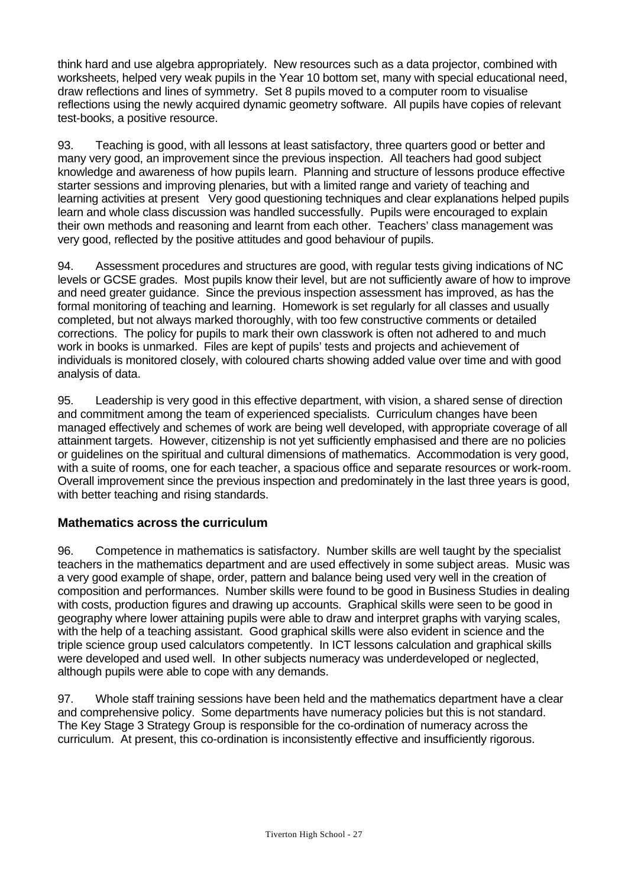think hard and use algebra appropriately. New resources such as a data projector, combined with worksheets, helped very weak pupils in the Year 10 bottom set, many with special educational need, draw reflections and lines of symmetry. Set 8 pupils moved to a computer room to visualise reflections using the newly acquired dynamic geometry software. All pupils have copies of relevant test-books, a positive resource.

93. Teaching is good, with all lessons at least satisfactory, three quarters good or better and many very good, an improvement since the previous inspection. All teachers had good subject knowledge and awareness of how pupils learn. Planning and structure of lessons produce effective starter sessions and improving plenaries, but with a limited range and variety of teaching and learning activities at present Very good questioning techniques and clear explanations helped pupils learn and whole class discussion was handled successfully. Pupils were encouraged to explain their own methods and reasoning and learnt from each other. Teachers' class management was very good, reflected by the positive attitudes and good behaviour of pupils.

94. Assessment procedures and structures are good, with regular tests giving indications of NC levels or GCSE grades. Most pupils know their level, but are not sufficiently aware of how to improve and need greater guidance. Since the previous inspection assessment has improved, as has the formal monitoring of teaching and learning. Homework is set regularly for all classes and usually completed, but not always marked thoroughly, with too few constructive comments or detailed corrections. The policy for pupils to mark their own classwork is often not adhered to and much work in books is unmarked. Files are kept of pupils' tests and projects and achievement of individuals is monitored closely, with coloured charts showing added value over time and with good analysis of data.

95. Leadership is very good in this effective department, with vision, a shared sense of direction and commitment among the team of experienced specialists. Curriculum changes have been managed effectively and schemes of work are being well developed, with appropriate coverage of all attainment targets. However, citizenship is not yet sufficiently emphasised and there are no policies or guidelines on the spiritual and cultural dimensions of mathematics. Accommodation is very good, with a suite of rooms, one for each teacher, a spacious office and separate resources or work-room. Overall improvement since the previous inspection and predominately in the last three years is good, with better teaching and rising standards.

## Mathematics across the curriculum

96. Competence in mathematics is satisfactory. Number skills are well taught by the specialist teachers in the mathematics department and are used effectively in some subject areas. Music was a very good example of shape, order, pattern and balance being used very well in the creation of composition and performances. Number skills were found to be good in Business Studies in dealing with costs, production figures and drawing up accounts. Graphical skills were seen to be good in geography where lower attaining pupils were able to draw and interpret graphs with varying scales, with the help of a teaching assistant. Good graphical skills were also evident in science and the triple science group used calculators competently. In ICT lessons calculation and graphical skills were developed and used well. In other subjects numeracy was underdeveloped or neglected, although pupils were able to cope with any demands.

97. Whole staff training sessions have been held and the mathematics department have a clear and comprehensive policy. Some departments have numeracy policies but this is not standard. The Key Stage 3 Strategy Group is responsible for the co-ordination of numeracy across the curriculum. At present, this co-ordination is inconsistently effective and insufficiently rigorous.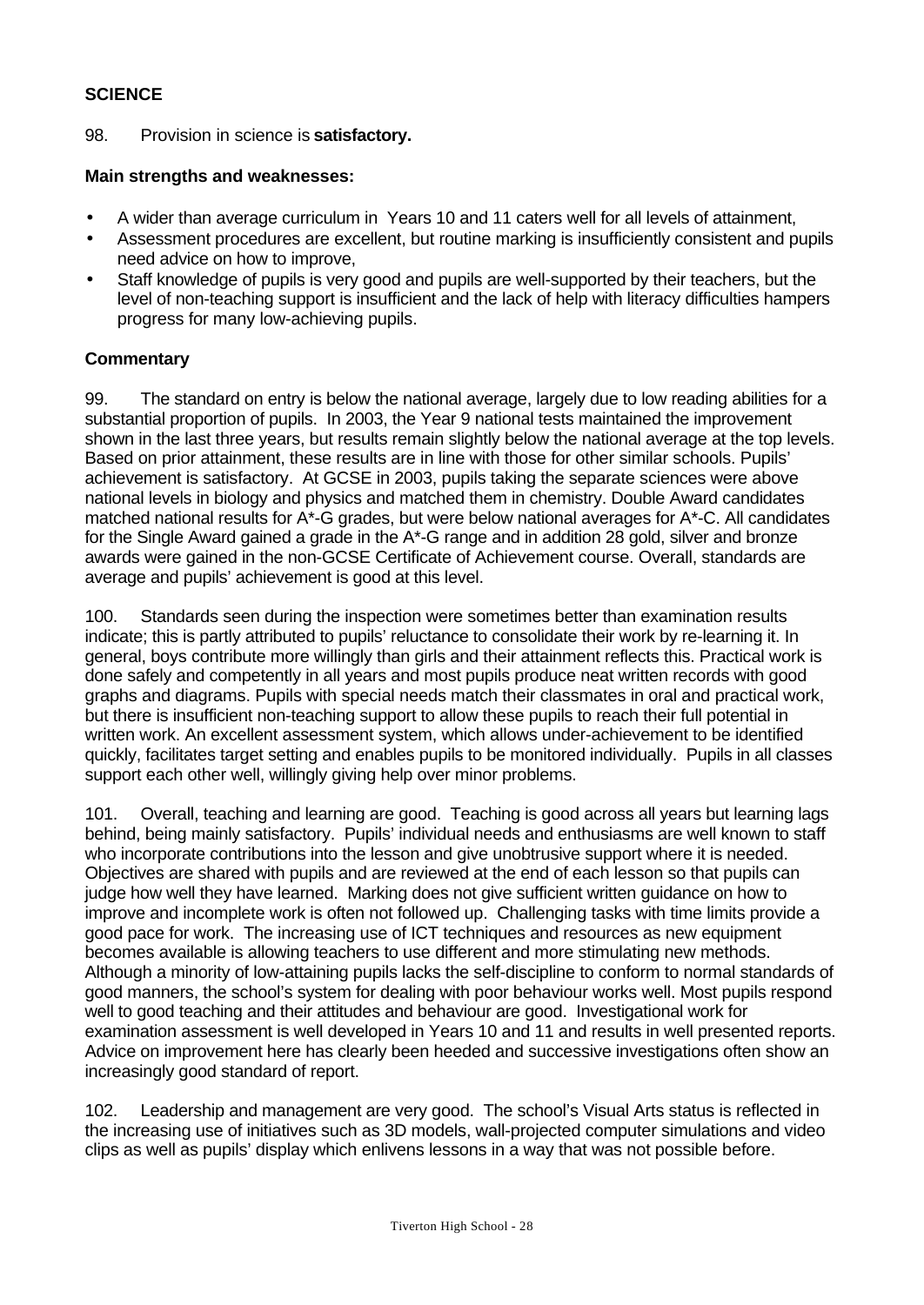### SCIENCE

98. Provision in science is **satisfactory.**

**Main strengths and weaknesses:**

- A wider than average curriculum in Years 10 and 11 caters well for all levels of attainment,
- Assessment procedures are excellent, but routine marking is insufficiently consistent and pupils need advice on how to improve,
- Staff knowledge of pupils is very good and pupils are well-supported by their teachers, but the level of non-teaching support is insufficient and the lack of help with literacy difficulties hampers progress for many low-achieving pupils.

**Commentary**

99. The standard on entry is below the national average, largely due to low reading abilities for a substantial proportion of pupils. In 2003, the Year 9 national tests maintained the improvement shown in the last three years, but results remain slightly below the national average at the top levels. Based on prior attainment, these results are in line with those for other similar schools. Pupils' achievement is satisfactory. At GCSE in 2003, pupils taking the separate sciences were above national levels in biology and physics and matched them in chemistry. Double Award candidates matched national results for A*-G grades, but were below national averages for A*-C. All candidates for the Single Award gained a grade in the A*-G range and in addition 28 gold, silver and bronze awards were gained in the non-GCSE Certificate of Achievement course. Overall, standards are average and pupils' achievement is good at this level.

100. Standards seen during the inspection were sometimes better than examination results indicate; this is partly attributed to pupils' reluctance to consolidate their work by re-learning it. In general, boys contribute more willingly than girls and their attainment reflects this. Practical work is done safely and competently in all years and most pupils produce neat written records with good graphs and diagrams. Pupils with special needs match their classmates in oral and practical work, but there is insufficient non-teaching support to allow these pupils to reach their full potential in written work. An excellent assessment system, which allows under-achievement to be identified quickly, facilitates target setting and enables pupils to be monitored individually. Pupils in all classes support each other well, willingly giving help over minor problems.

101. Overall, teaching and learning are good. Teaching is good across all years but learning lags behind, being mainly satisfactory. Pupils' individual needs and enthusiasms are well known to staff who incorporate contributions into the lesson and give unobtrusive support where it is needed. Objectives are shared with pupils and are reviewed at the end of each lesson so that pupils can judge how well they have learned. Marking does not give sufficient written guidance on how to improve and incomplete work is often not followed up. Challenging tasks with time limits provide a good pace for work. The increasing use of ICT techniques and resources as new equipment becomes available is allowing teachers to use different and more stimulating new methods. Although a minority of low-attaining pupils lacks the self-discipline to conform to normal standards of good manners, the school's system for dealing with poor behaviour works well. Most pupils respond well to good teaching and their attitudes and behaviour are good. Investigational work for examination assessment is well developed in Years 10 and 11 and results in well presented reports. Advice on improvement here has clearly been heeded and successive investigations often show an increasingly good standard of report.

102. Leadership and management are very good. The school's Visual Arts status is reflected in the increasing use of initiatives such as 3D models, wall-projected computer simulations and video clips as well as pupils' display which enlivens lessons in a way that was not possible before.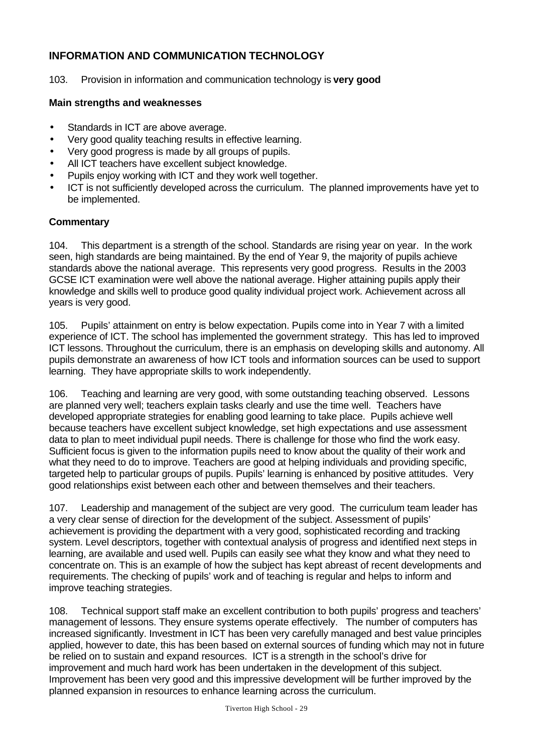## INFORMATION AND COMMUNICATION TECHNOLOGY

103. Provision in information and communication technology is **very good**

### Main strengths and weaknesses

- Standards in ICT are above average.
- Very good quality teaching results in effective learning.
- Very good progress is made by all groups of pupils.
- All ICT teachers have excellent subject knowledge.
- Pupils enjoy working with ICT and they work well together.
- ICT is not sufficiently developed across the curriculum. The planned improvements have yet to be implemented.

### Commentary

104. This department is a strength of the school. Standards are rising year on year. In the work seen, high standards are being maintained. By the end of Year 9, the majority of pupils achieve standards above the national average. This represents very good progress. Results in the 2003 GCSE ICT examination were well above the national average. Higher attaining pupils apply their knowledge and skills well to produce good quality individual project work. Achievement across all years is very good.

105. Pupils' attainment on entry is below expectation. Pupils come into in Year 7 with a limited experience of ICT. The school has implemented the government strategy. This has led to improved ICT lessons. Throughout the curriculum, there is an emphasis on developing skills and autonomy. All pupils demonstrate an awareness of how ICT tools and information sources can be used to support learning. They have appropriate skills to work independently.

106. Teaching and learning are very good, with some outstanding teaching observed. Lessons are planned very well; teachers explain tasks clearly and use the time well. Teachers have developed appropriate strategies for enabling good learning to take place. Pupils achieve well because teachers have excellent subject knowledge, set high expectations and use assessment data to plan to meet individual pupil needs. There is challenge for those who find the work easy. Sufficient focus is given to the information pupils need to know about the quality of their work and what they need to do to improve. Teachers are good at helping individuals and providing specific, targeted help to particular groups of pupils. Pupils' learning is enhanced by positive attitudes. Very good relationships exist between each other and between themselves and their teachers.

107. Leadership and management of the subject are very good. The curriculum team leader has a very clear sense of direction for the development of the subject. Assessment of pupils' achievement is providing the department with a very good, sophisticated recording and tracking system. Level descriptors, together with contextual analysis of progress and identified next steps in learning, are available and used well. Pupils can easily see what they know and what they need to concentrate on. This is an example of how the subject has kept abreast of recent developments and requirements. The checking of pupils' work and of teaching is regular and helps to inform and improve teaching strategies.

108. Technical support staff make an excellent contribution to both pupils' progress and teachers' management of lessons. They ensure systems operate effectively. The number of computers has increased significantly. Investment in ICT has been very carefully managed and best value principles applied, however to date, this has been based on external sources of funding which may not in future be relied on to sustain and expand resources. ICT is a strength in the school's drive for improvement and much hard work has been undertaken in the development of this subject. Improvement has been very good and this impressive development will be further improved by the planned expansion in resources to enhance learning across the curriculum.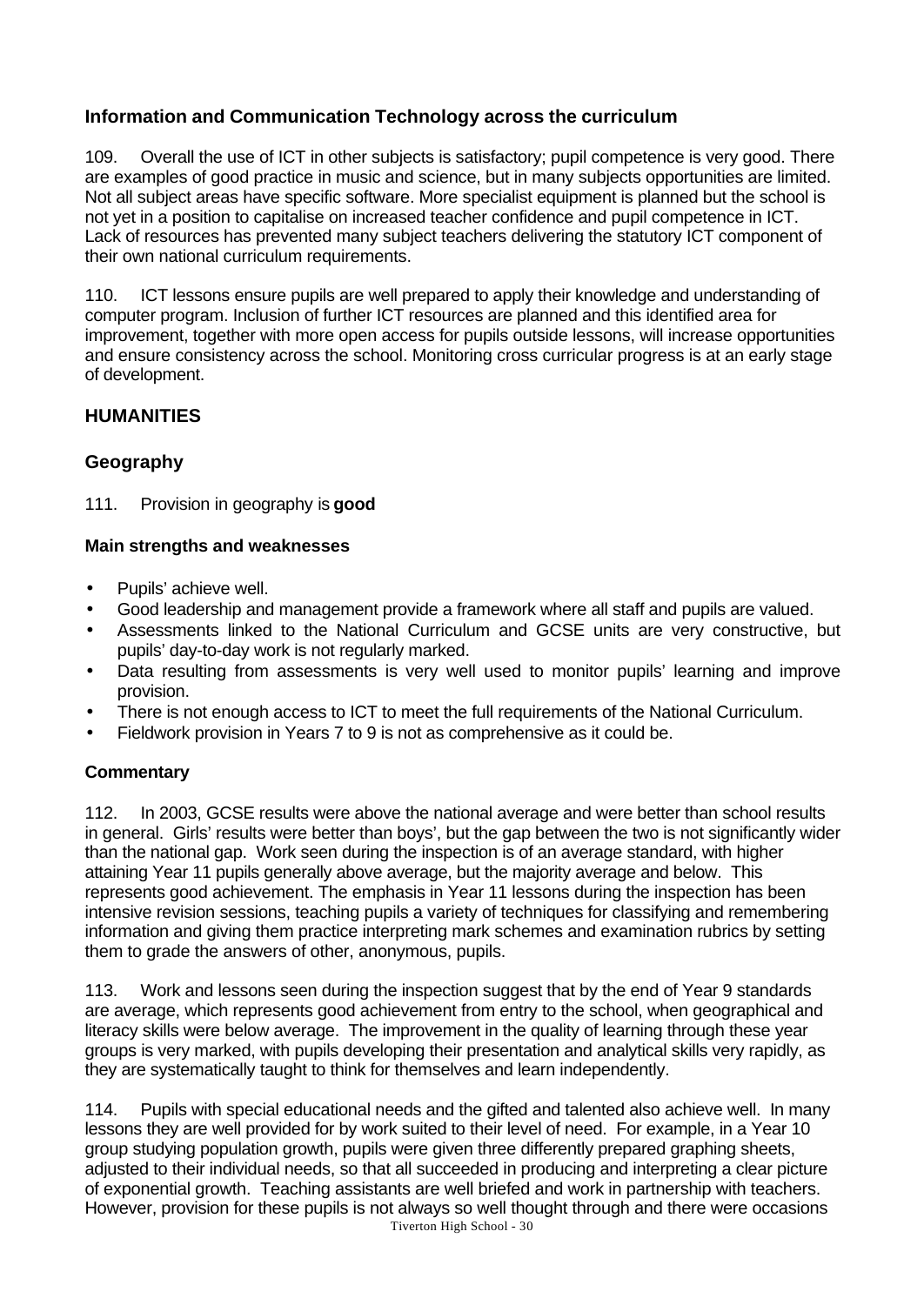### Information and Communication Technology across the curriculum

109. Overall the use of ICT in other subjects is satisfactory; pupil competence is very good. There are examples of good practice in music and science, but in many subjects opportunities are limited. Not all subject areas have specific software. More specialist equipment is planned but the school is not yet in a position to capitalise on increased teacher confidence and pupil competence in ICT. Lack of resources has prevented many subject teachers delivering the statutory ICT component of their own national curriculum requirements.

110. ICT lessons ensure pupils are well prepared to apply their knowledge and understanding of computer program. Inclusion of further ICT resources are planned and this identified area for improvement, together with more open access for pupils outside lessons, will increase opportunities and ensure consistency across the school. Monitoring cross curricular progress is at an early stage of development.

## HUMANITIES

### Geography

111. Provision in geography is **good**

#### Main strengths and weaknesses

- Pupils' achieve well.
- Good leadership and management provide a framework where all staff and pupils are valued.
- Assessments linked to the National Curriculum and GCSE units are very constructive, but pupils' day-to-day work is not regularly marked.
- Data resulting from assessments is very well used to monitor pupils' learning and improve provision.
- There is not enough access to ICT to meet the full requirements of the National Curriculum.
- Fieldwork provision in Years 7 to 9 is not as comprehensive as it could be.

#### Commentary

112. In 2003, GCSE results were above the national average and were better than school results in general. Girls' results were better than boys', but the gap between the two is not significantly wider than the national gap. Work seen during the inspection is of an average standard, with higher attaining Year 11 pupils generally above average, but the majority average and below. This represents good achievement. The emphasis in Year 11 lessons during the inspection has been intensive revision sessions, teaching pupils a variety of techniques for classifying and remembering information and giving them practice interpreting mark schemes and examination rubrics by setting them to grade the answers of other, anonymous, pupils.

113. Work and lessons seen during the inspection suggest that by the end of Year 9 standards are average, which represents good achievement from entry to the school, when geographical and literacy skills were below average. The improvement in the quality of learning through these year groups is very marked, with pupils developing their presentation and analytical skills very rapidly, as they are systematically taught to think for themselves and learn independently.

114. Pupils with special educational needs and the gifted and talented also achieve well. In many lessons they are well provided for by work suited to their level of need. For example, in a Year 10 group studying population growth, pupils were given three differently prepared graphing sheets, adjusted to their individual needs, so that all succeeded in producing and interpreting a clear picture of exponential growth. Teaching assistants are well briefed and work in partnership with teachers. However, provision for these pupils is not always so well thought through and there were occasions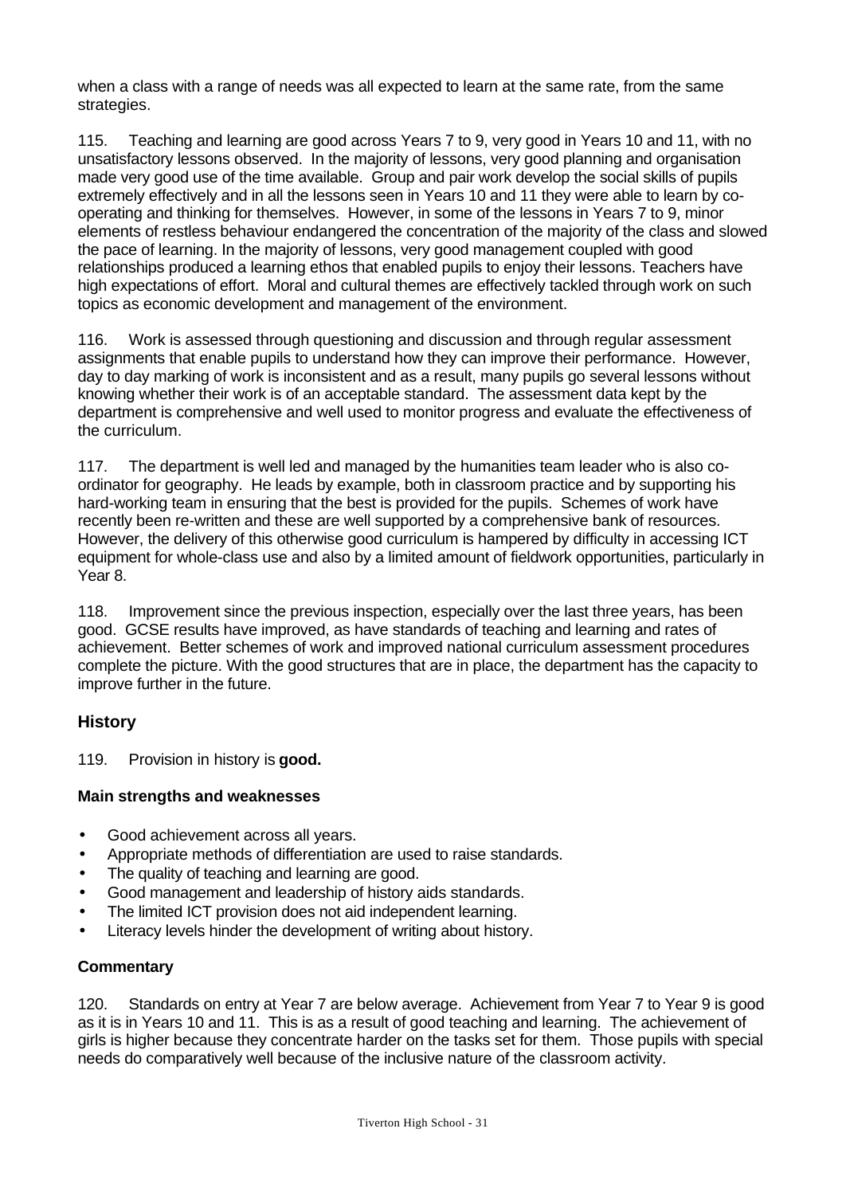when a class with a range of needs was all expected to learn at the same rate, from the same strategies.

115. Teaching and learning are good across Years 7 to 9, very good in Years 10 and 11, with no unsatisfactory lessons observed. In the majority of lessons, very good planning and organisation made very good use of the time available. Group and pair work develop the social skills of pupils extremely effectively and in all the lessons seen in Years 10 and 11 they were able to learn by co-operating and thinking for themselves. However, in some of the lessons in Years 7 to 9, minor elements of restless behaviour endangered the concentration of the majority of the class and slowed the pace of learning. In the majority of lessons, very good management coupled with good relationships produced a learning ethos that enabled pupils to enjoy their lessons. Teachers have high expectations of effort. Moral and cultural themes are effectively tackled through work on such topics as economic development and management of the environment.

116. Work is assessed through questioning and discussion and through regular assessment assignments that enable pupils to understand how they can improve their performance. However, day to day marking of work is inconsistent and as a result, many pupils go several lessons without knowing whether their work is of an acceptable standard. The assessment data kept by the department is comprehensive and well used to monitor progress and evaluate the effectiveness of the curriculum.

117. The department is well led and managed by the humanities team leader who is also co-ordinator for geography. He leads by example, both in classroom practice and by supporting his hard-working team in ensuring that the best is provided for the pupils. Schemes of work have recently been re-written and these are well supported by a comprehensive bank of resources. However, the delivery of this otherwise good curriculum is hampered by difficulty in accessing ICT equipment for whole-class use and also by a limited amount of fieldwork opportunities, particularly in Year 8.

118. Improvement since the previous inspection, especially over the last three years, has been good. GCSE results have improved, as have standards of teaching and learning and rates of achievement. Better schemes of work and improved national curriculum assessment procedures complete the picture. With the good structures that are in place, the department has the capacity to improve further in the future.

## History

119. Provision in history is **good.**

### Main strengths and weaknesses

- Good achievement across all years.
- Appropriate methods of differentiation are used to raise standards.
- The quality of teaching and learning are good.
- Good management and leadership of history aids standards.
- The limited ICT provision does not aid independent learning.
- Literacy levels hinder the development of writing about history.

### Commentary

120. Standards on entry at Year 7 are below average. Achievement from Year 7 to Year 9 is good as it is in Years 10 and 11. This is as a result of good teaching and learning. The achievement of girls is higher because they concentrate harder on the tasks set for them. Those pupils with special needs do comparatively well because of the inclusive nature of the classroom activity.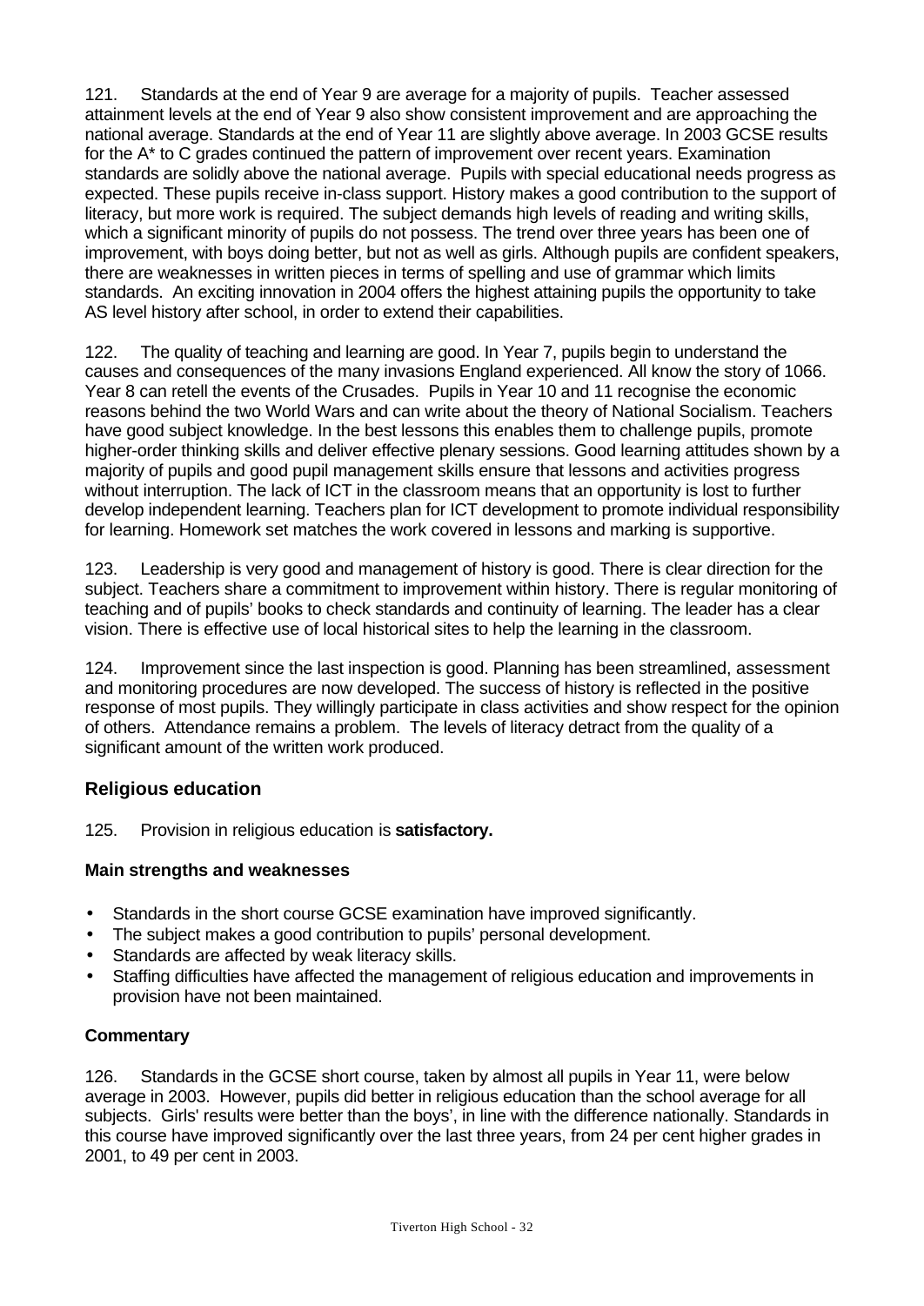121. Standards at the end of Year 9 are average for a majority of pupils. Teacher assessed attainment levels at the end of Year 9 also show consistent improvement and are approaching the national average. Standards at the end of Year 11 are slightly above average. In 2003 GCSE results for the A* to C grades continued the pattern of improvement over recent years. Examination standards are solidly above the national average. Pupils with special educational needs progress as expected. These pupils receive in-class support. History makes a good contribution to the support of literacy, but more work is required. The subject demands high levels of reading and writing skills, which a significant minority of pupils do not possess. The trend over three years has been one of improvement, with boys doing better, but not as well as girls. Although pupils are confident speakers, there are weaknesses in written pieces in terms of spelling and use of grammar which limits standards. An exciting innovation in 2004 offers the highest attaining pupils the opportunity to take AS level history after school, in order to extend their capabilities.

122. The quality of teaching and learning are good. In Year 7, pupils begin to understand the causes and consequences of the many invasions England experienced. All know the story of 1066. Year 8 can retell the events of the Crusades. Pupils in Year 10 and 11 recognise the economic reasons behind the two World Wars and can write about the theory of National Socialism. Teachers have good subject knowledge. In the best lessons this enables them to challenge pupils, promote higher-order thinking skills and deliver effective plenary sessions. Good learning attitudes shown by a majority of pupils and good pupil management skills ensure that lessons and activities progress without interruption. The lack of ICT in the classroom means that an opportunity is lost to further develop independent learning. Teachers plan for ICT development to promote individual responsibility for learning. Homework set matches the work covered in lessons and marking is supportive.

123. Leadership is very good and management of history is good. There is clear direction for the subject. Teachers share a commitment to improvement within history. There is regular monitoring of teaching and of pupils' books to check standards and continuity of learning. The leader has a clear vision. There is effective use of local historical sites to help the learning in the classroom.

124. Improvement since the last inspection is good. Planning has been streamlined, assessment and monitoring procedures are now developed. The success of history is reflected in the positive response of most pupils. They willingly participate in class activities and show respect for the opinion of others. Attendance remains a problem. The levels of literacy detract from the quality of a significant amount of the written work produced.

## Religious education

125. Provision in religious education is **satisfactory.**

### Main strengths and weaknesses

- Standards in the short course GCSE examination have improved significantly.
- The subject makes a good contribution to pupils' personal development.
- Standards are affected by weak literacy skills.
- Staffing difficulties have affected the management of religious education and improvements in provision have not been maintained.

### Commentary

126. Standards in the GCSE short course, taken by almost all pupils in Year 11, were below average in 2003. However, pupils did better in religious education than the school average for all subjects. Girls' results were better than the boys', in line with the difference nationally. Standards in this course have improved significantly over the last three years, from 24 per cent higher grades in 2001, to 49 per cent in 2003.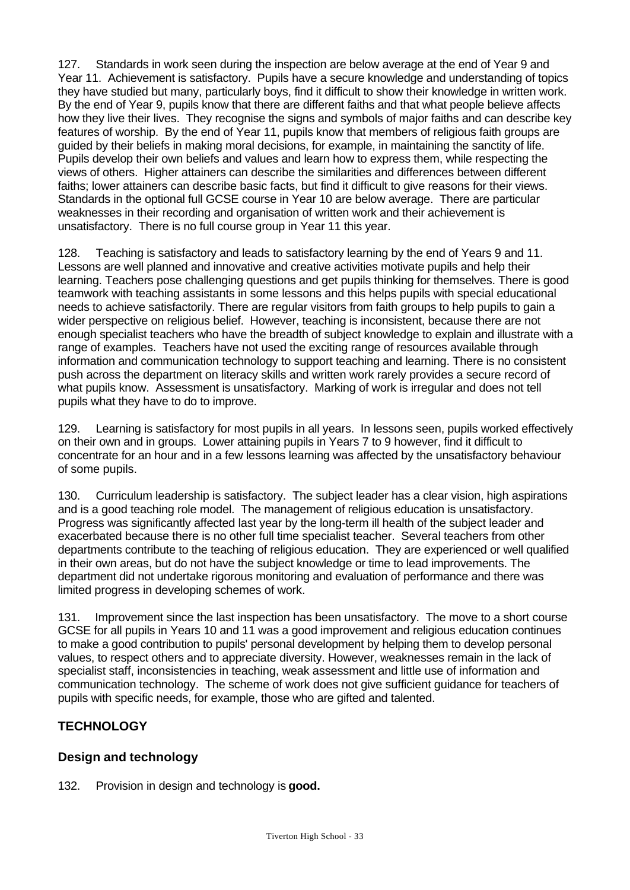127. Standards in work seen during the inspection are below average at the end of Year 9 and Year 11. Achievement is satisfactory. Pupils have a secure knowledge and understanding of topics they have studied but many, particularly boys, find it difficult to show their knowledge in written work. By the end of Year 9, pupils know that there are different faiths and that what people believe affects how they live their lives. They recognise the signs and symbols of major faiths and can describe key features of worship. By the end of Year 11, pupils know that members of religious faith groups are guided by their beliefs in making moral decisions, for example, in maintaining the sanctity of life. Pupils develop their own beliefs and values and learn how to express them, while respecting the views of others. Higher attainers can describe the similarities and differences between different faiths; lower attainers can describe basic facts, but find it difficult to give reasons for their views. Standards in the optional full GCSE course in Year 10 are below average. There are particular weaknesses in their recording and organisation of written work and their achievement is unsatisfactory. There is no full course group in Year 11 this year.

128. Teaching is satisfactory and leads to satisfactory learning by the end of Years 9 and 11. Lessons are well planned and innovative and creative activities motivate pupils and help their learning. Teachers pose challenging questions and get pupils thinking for themselves. There is good teamwork with teaching assistants in some lessons and this helps pupils with special educational needs to achieve satisfactorily. There are regular visitors from faith groups to help pupils to gain a wider perspective on religious belief. However, teaching is inconsistent, because there are not enough specialist teachers who have the breadth of subject knowledge to explain and illustrate with a range of examples. Teachers have not used the exciting range of resources available through information and communication technology to support teaching and learning. There is no consistent push across the department on literacy skills and written work rarely provides a secure record of what pupils know. Assessment is unsatisfactory. Marking of work is irregular and does not tell pupils what they have to do to improve.

129. Learning is satisfactory for most pupils in all years. In lessons seen, pupils worked effectively on their own and in groups. Lower attaining pupils in Years 7 to 9 however, find it difficult to concentrate for an hour and in a few lessons learning was affected by the unsatisfactory behaviour of some pupils.

130. Curriculum leadership is satisfactory. The subject leader has a clear vision, high aspirations and is a good teaching role model. The management of religious education is unsatisfactory. Progress was significantly affected last year by the long-term ill health of the subject leader and exacerbated because there is no other full time specialist teacher. Several teachers from other departments contribute to the teaching of religious education. They are experienced or well qualified in their own areas, but do not have the subject knowledge or time to lead improvements. The department did not undertake rigorous monitoring and evaluation of performance and there was limited progress in developing schemes of work.

131. Improvement since the last inspection has been unsatisfactory. The move to a short course GCSE for all pupils in Years 10 and 11 was a good improvement and religious education continues to make a good contribution to pupils' personal development by helping them to develop personal values, to respect others and to appreciate diversity. However, weaknesses remain in the lack of specialist staff, inconsistencies in teaching, weak assessment and little use of information and communication technology. The scheme of work does not give sufficient guidance for teachers of pupils with specific needs, for example, those who are gifted and talented.

## TECHNOLOGY

### Design and technology

132. Provision in design and technology is **good.**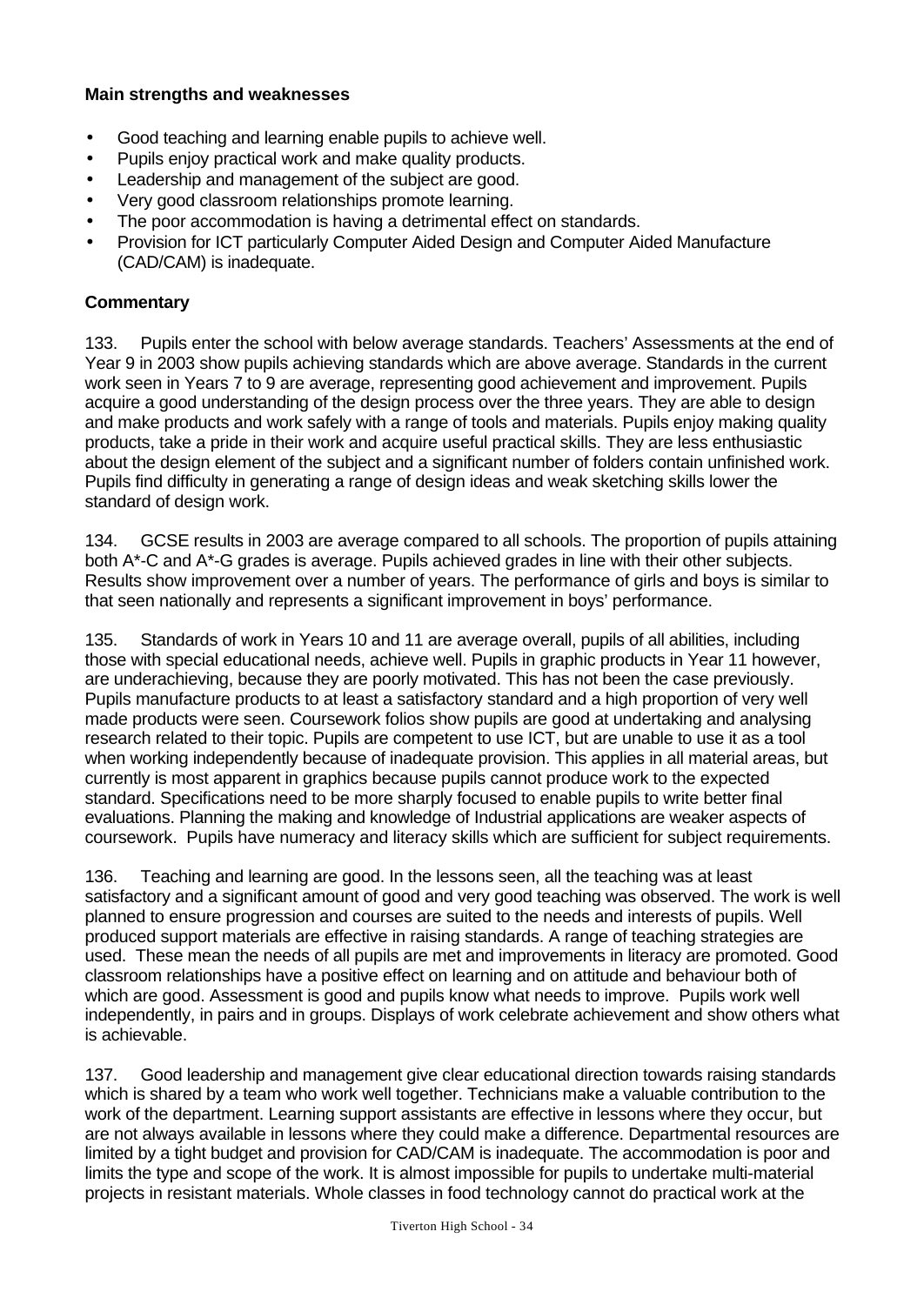**Main strengths and weaknesses**

- Good teaching and learning enable pupils to achieve well.
- Pupils enjoy practical work and make quality products.
- Leadership and management of the subject are good.
- Very good classroom relationships promote learning.
- The poor accommodation is having a detrimental effect on standards.
- Provision for ICT particularly Computer Aided Design and Computer Aided Manufacture (CAD/CAM) is inadequate.

**Commentary**

133. Pupils enter the school with below average standards. Teachers' Assessments at the end of Year 9 in 2003 show pupils achieving standards which are above average. Standards in the current work seen in Years 7 to 9 are average, representing good achievement and improvement. Pupils acquire a good understanding of the design process over the three years. They are able to design and make products and work safely with a range of tools and materials. Pupils enjoy making quality products, take a pride in their work and acquire useful practical skills. They are less enthusiastic about the design element of the subject and a significant number of folders contain unfinished work. Pupils find difficulty in generating a range of design ideas and weak sketching skills lower the standard of design work.

134. GCSE results in 2003 are average compared to all schools. The proportion of pupils attaining both A*-C and A*-G grades is average. Pupils achieved grades in line with their other subjects. Results show improvement over a number of years. The performance of girls and boys is similar to that seen nationally and represents a significant improvement in boys' performance.

135. Standards of work in Years 10 and 11 are average overall, pupils of all abilities, including those with special educational needs, achieve well. Pupils in graphic products in Year 11 however, are underachieving, because they are poorly motivated. This has not been the case previously. Pupils manufacture products to at least a satisfactory standard and a high proportion of very well made products were seen. Coursework folios show pupils are good at undertaking and analysing research related to their topic. Pupils are competent to use ICT, but are unable to use it as a tool when working independently because of inadequate provision. This applies in all material areas, but currently is most apparent in graphics because pupils cannot produce work to the expected standard. Specifications need to be more sharply focused to enable pupils to write better final evaluations. Planning the making and knowledge of Industrial applications are weaker aspects of coursework. Pupils have numeracy and literacy skills which are sufficient for subject requirements.

136. Teaching and learning are good. In the lessons seen, all the teaching was at least satisfactory and a significant amount of good and very good teaching was observed. The work is well planned to ensure progression and courses are suited to the needs and interests of pupils. Well produced support materials are effective in raising standards. A range of teaching strategies are used. These mean the needs of all pupils are met and improvements in literacy are promoted. Good classroom relationships have a positive effect on learning and on attitude and behaviour both of which are good. Assessment is good and pupils know what needs to improve. Pupils work well independently, in pairs and in groups. Displays of work celebrate achievement and show others what is achievable.

137. Good leadership and management give clear educational direction towards raising standards which is shared by a team who work well together. Technicians make a valuable contribution to the work of the department. Learning support assistants are effective in lessons where they occur, but are not always available in lessons where they could make a difference. Departmental resources are limited by a tight budget and provision for CAD/CAM is inadequate. The accommodation is poor and limits the type and scope of the work. It is almost impossible for pupils to undertake multi-material projects in resistant materials. Whole classes in food technology cannot do practical work at the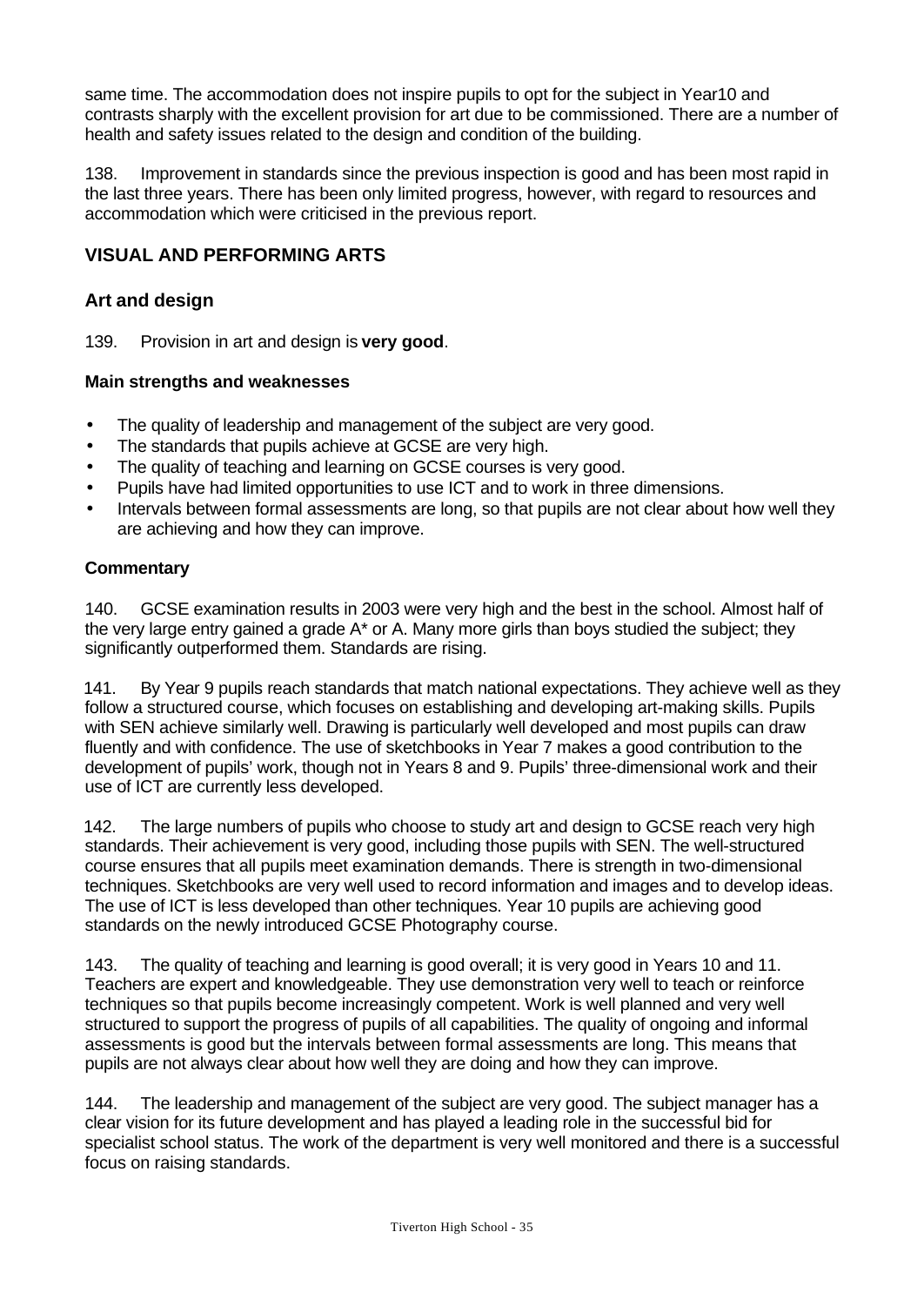same time. The accommodation does not inspire pupils to opt for the subject in Year10 and contrasts sharply with the excellent provision for art due to be commissioned. There are a number of health and safety issues related to the design and condition of the building.

138. Improvement in standards since the previous inspection is good and has been most rapid in the last three years. There has been only limited progress, however, with regard to resources and accommodation which were criticised in the previous report.

## VISUAL AND PERFORMING ARTS

### Art and design

139. Provision in art and design is **very good**.

#### Main strengths and weaknesses

- The quality of leadership and management of the subject are very good.
- The standards that pupils achieve at GCSE are very high.
- The quality of teaching and learning on GCSE courses is very good.
- Pupils have had limited opportunities to use ICT and to work in three dimensions.
- Intervals between formal assessments are long, so that pupils are not clear about how well they are achieving and how they can improve.

#### Commentary

140. GCSE examination results in 2003 were very high and the best in the school. Almost half of the very large entry gained a grade A* or A. Many more girls than boys studied the subject; they significantly outperformed them. Standards are rising.

141. By Year 9 pupils reach standards that match national expectations. They achieve well as they follow a structured course, which focuses on establishing and developing art-making skills. Pupils with SEN achieve similarly well. Drawing is particularly well developed and most pupils can draw fluently and with confidence. The use of sketchbooks in Year 7 makes a good contribution to the development of pupils' work, though not in Years 8 and 9. Pupils' three-dimensional work and their use of ICT are currently less developed.

142. The large numbers of pupils who choose to study art and design to GCSE reach very high standards. Their achievement is very good, including those pupils with SEN. The well-structured course ensures that all pupils meet examination demands. There is strength in two-dimensional techniques. Sketchbooks are very well used to record information and images and to develop ideas. The use of ICT is less developed than other techniques. Year 10 pupils are achieving good standards on the newly introduced GCSE Photography course.

143. The quality of teaching and learning is good overall; it is very good in Years 10 and 11. Teachers are expert and knowledgeable. They use demonstration very well to teach or reinforce techniques so that pupils become increasingly competent. Work is well planned and very well structured to support the progress of pupils of all capabilities. The quality of ongoing and informal assessments is good but the intervals between formal assessments are long. This means that pupils are not always clear about how well they are doing and how they can improve.

144. The leadership and management of the subject are very good. The subject manager has a clear vision for its future development and has played a leading role in the successful bid for specialist school status. The work of the department is very well monitored and there is a successful focus on raising standards.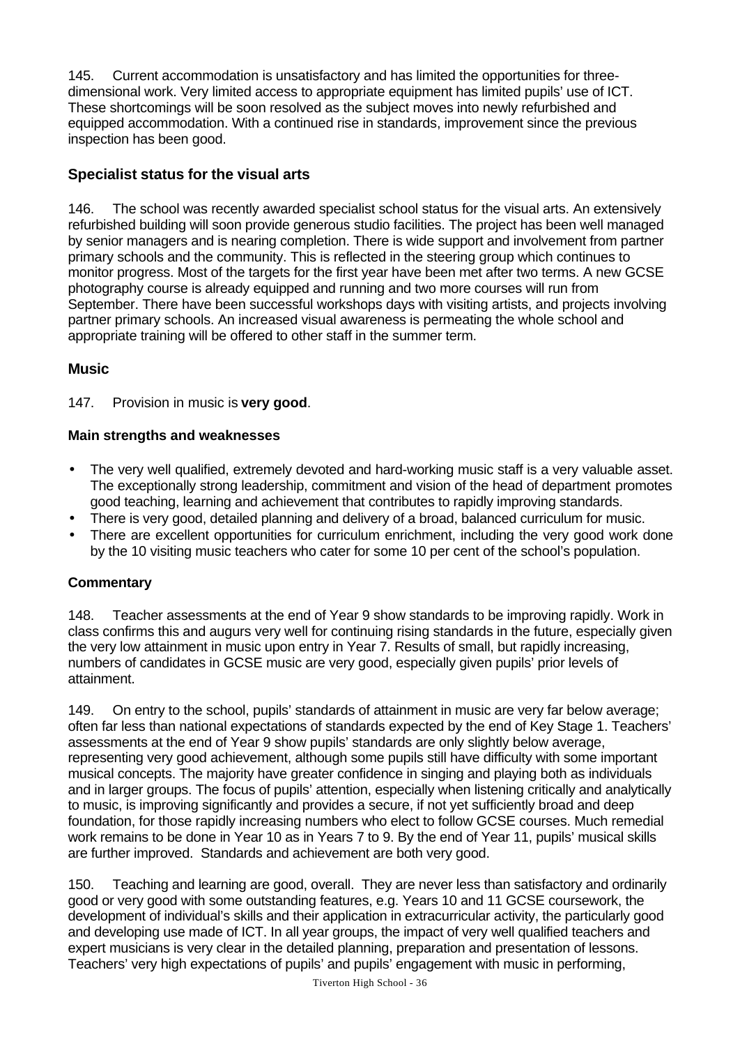145. Current accommodation is unsatisfactory and has limited the opportunities for three-dimensional work. Very limited access to appropriate equipment has limited pupils' use of ICT. These shortcomings will be soon resolved as the subject moves into newly refurbished and equipped accommodation. With a continued rise in standards, improvement since the previous inspection has been good.

## Specialist status for the visual arts

146. The school was recently awarded specialist school status for the visual arts. An extensively refurbished building will soon provide generous studio facilities. The project has been well managed by senior managers and is nearing completion. There is wide support and involvement from partner primary schools and the community. This is reflected in the steering group which continues to monitor progress. Most of the targets for the first year have been met after two terms. A new GCSE photography course is already equipped and running and two more courses will run from September. There have been successful workshops days with visiting artists, and projects involving partner primary schools. An increased visual awareness is permeating the whole school and appropriate training will be offered to other staff in the summer term.

## Music

147. Provision in music is **very good**.

### Main strengths and weaknesses

- The very well qualified, extremely devoted and hard-working music staff is a very valuable asset. The exceptionally strong leadership, commitment and vision of the head of department promotes good teaching, learning and achievement that contributes to rapidly improving standards.
- There is very good, detailed planning and delivery of a broad, balanced curriculum for music.
- There are excellent opportunities for curriculum enrichment, including the very good work done by the 10 visiting music teachers who cater for some 10 per cent of the school's population.

### Commentary

148. Teacher assessments at the end of Year 9 show standards to be improving rapidly. Work in class confirms this and augurs very well for continuing rising standards in the future, especially given the very low attainment in music upon entry in Year 7. Results of small, but rapidly increasing, numbers of candidates in GCSE music are very good, especially given pupils' prior levels of attainment.

149. On entry to the school, pupils' standards of attainment in music are very far below average; often far less than national expectations of standards expected by the end of Key Stage 1. Teachers' assessments at the end of Year 9 show pupils' standards are only slightly below average, representing very good achievement, although some pupils still have difficulty with some important musical concepts. The majority have greater confidence in singing and playing both as individuals and in larger groups. The focus of pupils' attention, especially when listening critically and analytically to music, is improving significantly and provides a secure, if not yet sufficiently broad and deep foundation, for those rapidly increasing numbers who elect to follow GCSE courses. Much remedial work remains to be done in Year 10 as in Years 7 to 9. By the end of Year 11, pupils' musical skills are further improved. Standards and achievement are both very good.

150. Teaching and learning are good, overall. They are never less than satisfactory and ordinarily good or very good with some outstanding features, e.g. Years 10 and 11 GCSE coursework, the development of individual's skills and their application in extracurricular activity, the particularly good and developing use made of ICT. In all year groups, the impact of very well qualified teachers and expert musicians is very clear in the detailed planning, preparation and presentation of lessons. Teachers' very high expectations of pupils' and pupils' engagement with music in performing,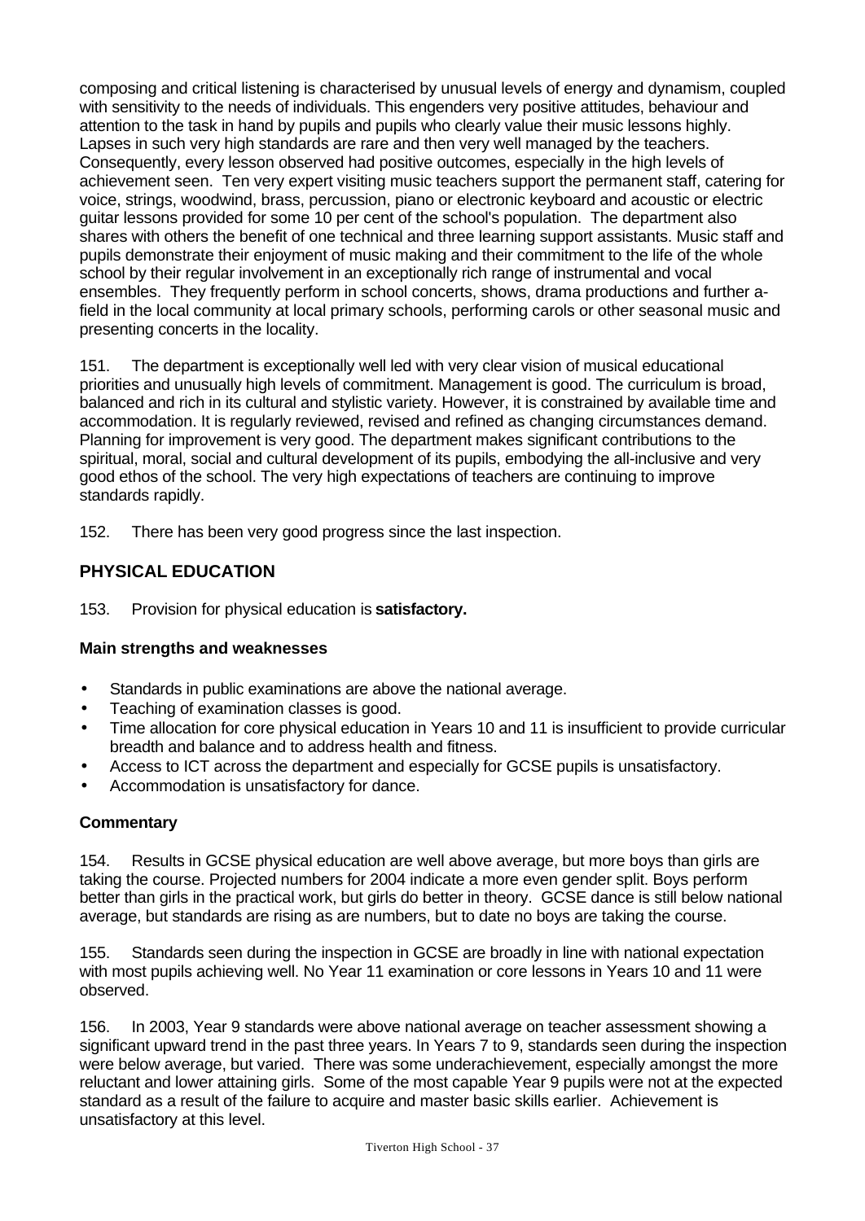composing and critical listening is characterised by unusual levels of energy and dynamism, coupled with sensitivity to the needs of individuals. This engenders very positive attitudes, behaviour and attention to the task in hand by pupils and pupils who clearly value their music lessons highly. Lapses in such very high standards are rare and then very well managed by the teachers. Consequently, every lesson observed had positive outcomes, especially in the high levels of achievement seen. Ten very expert visiting music teachers support the permanent staff, catering for voice, strings, woodwind, brass, percussion, piano or electronic keyboard and acoustic or electric guitar lessons provided for some 10 per cent of the school's population. The department also shares with others the benefit of one technical and three learning support assistants. Music staff and pupils demonstrate their enjoyment of music making and their commitment to the life of the whole school by their regular involvement in an exceptionally rich range of instrumental and vocal ensembles. They frequently perform in school concerts, shows, drama productions and further a-field in the local community at local primary schools, performing carols or other seasonal music and presenting concerts in the locality.

151. The department is exceptionally well led with very clear vision of musical educational priorities and unusually high levels of commitment. Management is good. The curriculum is broad, balanced and rich in its cultural and stylistic variety. However, it is constrained by available time and accommodation. It is regularly reviewed, revised and refined as changing circumstances demand. Planning for improvement is very good. The department makes significant contributions to the spiritual, moral, social and cultural development of its pupils, embodying the all-inclusive and very good ethos of the school. The very high expectations of teachers are continuing to improve standards rapidly.

152. There has been very good progress since the last inspection.

## PHYSICAL EDUCATION

153. Provision for physical education is **satisfactory.**

### Main strengths and weaknesses

- Standards in public examinations are above the national average.
- Teaching of examination classes is good.
- Time allocation for core physical education in Years 10 and 11 is insufficient to provide curricular breadth and balance and to address health and fitness.
- Access to ICT across the department and especially for GCSE pupils is unsatisfactory.
- Accommodation is unsatisfactory for dance.

### Commentary

154. Results in GCSE physical education are well above average, but more boys than girls are taking the course. Projected numbers for 2004 indicate a more even gender split. Boys perform better than girls in the practical work, but girls do better in theory. GCSE dance is still below national average, but standards are rising as are numbers, but to date no boys are taking the course.

155. Standards seen during the inspection in GCSE are broadly in line with national expectation with most pupils achieving well. No Year 11 examination or core lessons in Years 10 and 11 were observed.

156. In 2003, Year 9 standards were above national average on teacher assessment showing a significant upward trend in the past three years. In Years 7 to 9, standards seen during the inspection were below average, but varied. There was some underachievement, especially amongst the more reluctant and lower attaining girls. Some of the most capable Year 9 pupils were not at the expected standard as a result of the failure to acquire and master basic skills earlier. Achievement is unsatisfactory at this level.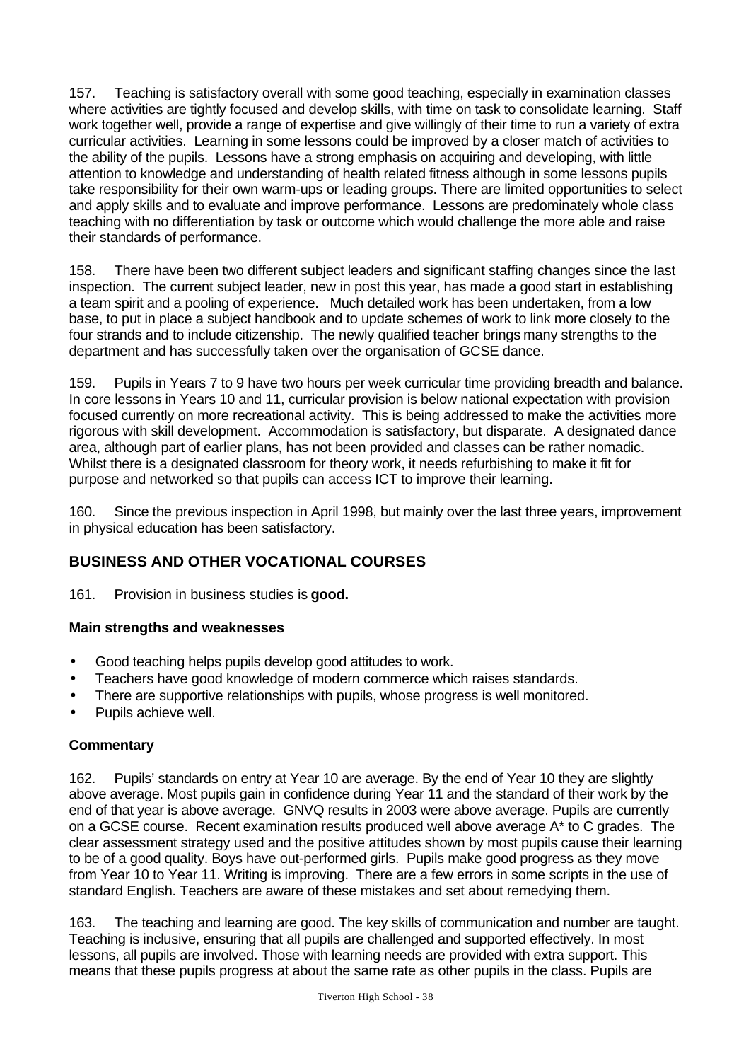157. Teaching is satisfactory overall with some good teaching, especially in examination classes where activities are tightly focused and develop skills, with time on task to consolidate learning. Staff work together well, provide a range of expertise and give willingly of their time to run a variety of extra curricular activities. Learning in some lessons could be improved by a closer match of activities to the ability of the pupils. Lessons have a strong emphasis on acquiring and developing, with little attention to knowledge and understanding of health related fitness although in some lessons pupils take responsibility for their own warm-ups or leading groups. There are limited opportunities to select and apply skills and to evaluate and improve performance. Lessons are predominately whole class teaching with no differentiation by task or outcome which would challenge the more able and raise their standards of performance.

158. There have been two different subject leaders and significant staffing changes since the last inspection. The current subject leader, new in post this year, has made a good start in establishing a team spirit and a pooling of experience. Much detailed work has been undertaken, from a low base, to put in place a subject handbook and to update schemes of work to link more closely to the four strands and to include citizenship. The newly qualified teacher brings many strengths to the department and has successfully taken over the organisation of GCSE dance.

159. Pupils in Years 7 to 9 have two hours per week curricular time providing breadth and balance. In core lessons in Years 10 and 11, curricular provision is below national expectation with provision focused currently on more recreational activity. This is being addressed to make the activities more rigorous with skill development. Accommodation is satisfactory, but disparate. A designated dance area, although part of earlier plans, has not been provided and classes can be rather nomadic. Whilst there is a designated classroom for theory work, it needs refurbishing to make it fit for purpose and networked so that pupils can access ICT to improve their learning.

160. Since the previous inspection in April 1998, but mainly over the last three years, improvement in physical education has been satisfactory.

## BUSINESS AND OTHER VOCATIONAL COURSES

161. Provision in business studies is **good.**

### Main strengths and weaknesses

- Good teaching helps pupils develop good attitudes to work.
- Teachers have good knowledge of modern commerce which raises standards.
- There are supportive relationships with pupils, whose progress is well monitored.
- Pupils achieve well.

### Commentary

162. Pupils' standards on entry at Year 10 are average. By the end of Year 10 they are slightly above average. Most pupils gain in confidence during Year 11 and the standard of their work by the end of that year is above average. GNVQ results in 2003 were above average. Pupils are currently on a GCSE course. Recent examination results produced well above average A* to C grades. The clear assessment strategy used and the positive attitudes shown by most pupils cause their learning to be of a good quality. Boys have out-performed girls. Pupils make good progress as they move from Year 10 to Year 11. Writing is improving. There are a few errors in some scripts in the use of standard English. Teachers are aware of these mistakes and set about remedying them.

163. The teaching and learning are good. The key skills of communication and number are taught. Teaching is inclusive, ensuring that all pupils are challenged and supported effectively. In most lessons, all pupils are involved. Those with learning needs are provided with extra support. This means that these pupils progress at about the same rate as other pupils in the class. Pupils are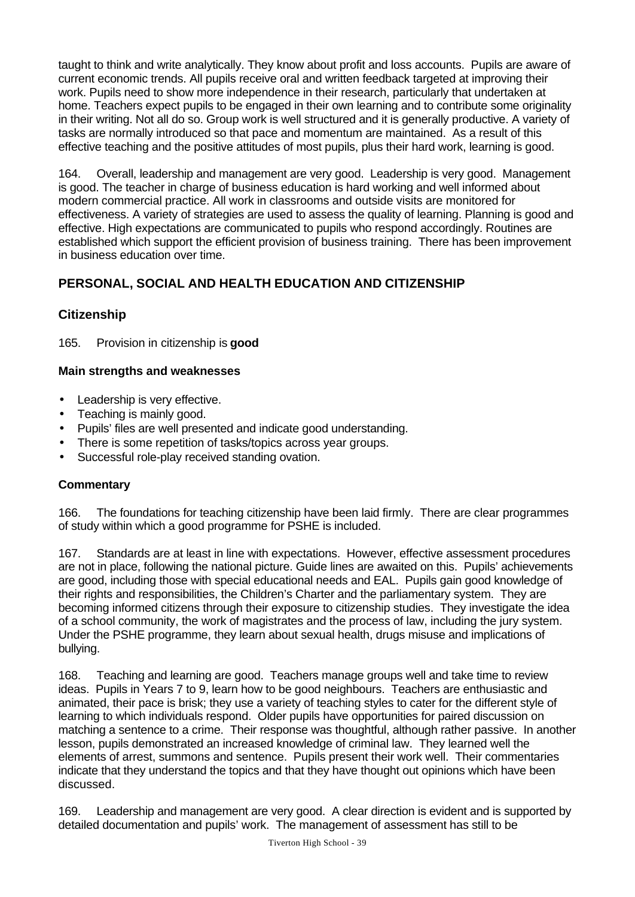taught to think and write analytically. They know about profit and loss accounts. Pupils are aware of current economic trends. All pupils receive oral and written feedback targeted at improving their work. Pupils need to show more independence in their research, particularly that undertaken at home. Teachers expect pupils to be engaged in their own learning and to contribute some originality in their writing. Not all do so. Group work is well structured and it is generally productive. A variety of tasks are normally introduced so that pace and momentum are maintained. As a result of this effective teaching and the positive attitudes of most pupils, plus their hard work, learning is good.

164. Overall, leadership and management are very good. Leadership is very good. Management is good. The teacher in charge of business education is hard working and well informed about modern commercial practice. All work in classrooms and outside visits are monitored for effectiveness. A variety of strategies are used to assess the quality of learning. Planning is good and effective. High expectations are communicated to pupils who respond accordingly. Routines are established which support the efficient provision of business training. There has been improvement in business education over time.

## PERSONAL, SOCIAL AND HEALTH EDUCATION AND CITIZENSHIP

### Citizenship

165. Provision in citizenship is **good**

#### Main strengths and weaknesses

- Leadership is very effective.
- Teaching is mainly good.
- Pupils' files are well presented and indicate good understanding.
- There is some repetition of tasks/topics across year groups.
- Successful role-play received standing ovation.

#### Commentary

166. The foundations for teaching citizenship have been laid firmly. There are clear programmes of study within which a good programme for PSHE is included.

167. Standards are at least in line with expectations. However, effective assessment procedures are not in place, following the national picture. Guide lines are awaited on this. Pupils' achievements are good, including those with special educational needs and EAL. Pupils gain good knowledge of their rights and responsibilities, the Children's Charter and the parliamentary system. They are becoming informed citizens through their exposure to citizenship studies. They investigate the idea of a school community, the work of magistrates and the process of law, including the jury system. Under the PSHE programme, they learn about sexual health, drugs misuse and implications of bullying.

168. Teaching and learning are good. Teachers manage groups well and take time to review ideas. Pupils in Years 7 to 9, learn how to be good neighbours. Teachers are enthusiastic and animated, their pace is brisk; they use a variety of teaching styles to cater for the different style of learning to which individuals respond. Older pupils have opportunities for paired discussion on matching a sentence to a crime. Their response was thoughtful, although rather passive. In another lesson, pupils demonstrated an increased knowledge of criminal law. They learned well the elements of arrest, summons and sentence. Pupils present their work well. Their commentaries indicate that they understand the topics and that they have thought out opinions which have been discussed.

169. Leadership and management are very good. A clear direction is evident and is supported by detailed documentation and pupils' work. The management of assessment has still to be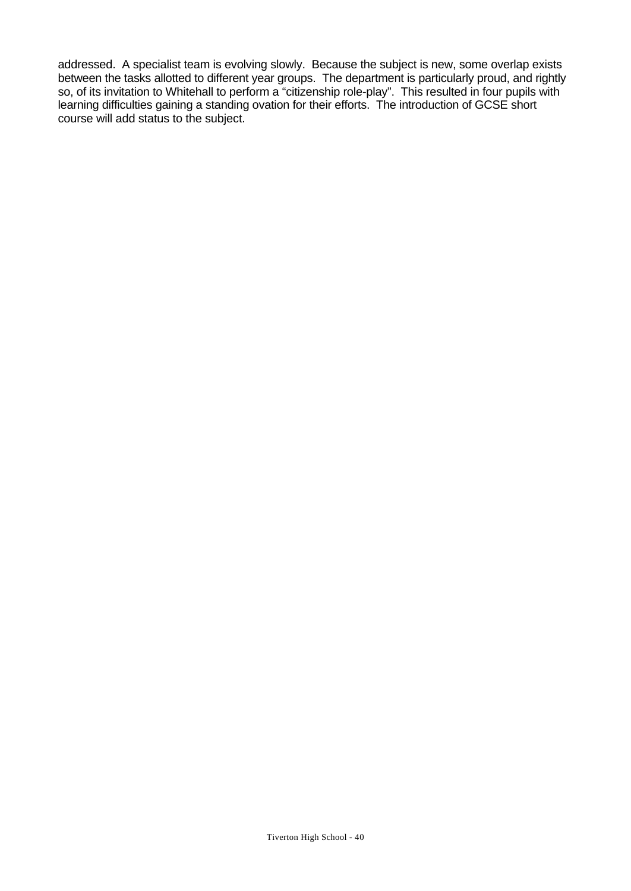addressed. A specialist team is evolving slowly. Because the subject is new, some overlap exists between the tasks allotted to different year groups. The department is particularly proud, and rightly so, of its invitation to Whitehall to perform a "citizenship role-play". This resulted in four pupils with learning difficulties gaining a standing ovation for their efforts. The introduction of GCSE short course will add status to the subject.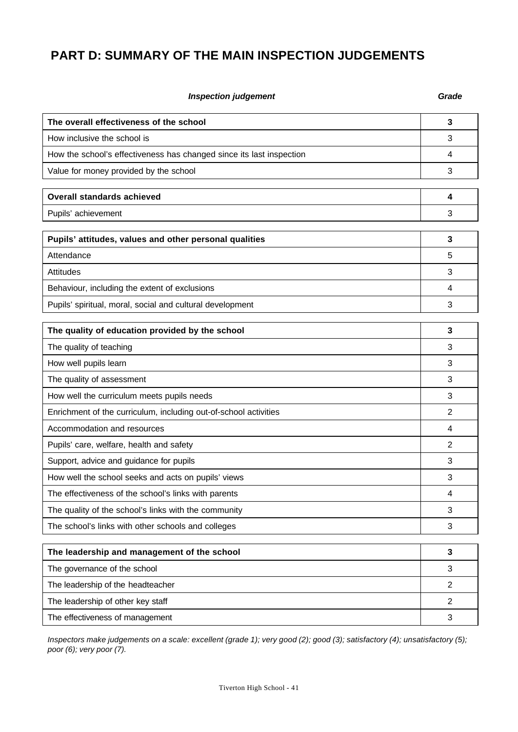# PART D: SUMMARY OF THE MAIN INSPECTION JUDGEMENTS

| *Inspection judgement* | *Grade* |
| --- | --- |
| **The overall effectiveness of the school** | **3** |
| How inclusive the school is | 3 |
| How the school's effectiveness has changed since its last inspection | 4 |
| Value for money provided by the school | 3 |
| **Overall standards achieved** | **4** |
| Pupils' achievement | 3 |
| **Pupils' attitudes, values and other personal qualities** | **3** |
| Attendance | 5 |
| Attitudes | 3 |
| Behaviour, including the extent of exclusions | 4 |
| Pupils' spiritual, moral, social and cultural development | 3 |
| **The quality of education provided by the school** | **3** |
| The quality of teaching | 3 |
| How well pupils learn | 3 |
| The quality of assessment | 3 |
| How well the curriculum meets pupils needs | 3 |
| Enrichment of the curriculum, including out-of-school activities | 2 |
| Accommodation and resources | 4 |
| Pupils' care, welfare, health and safety | 2 |
| Support, advice and guidance for pupils | 3 |
| How well the school seeks and acts on pupils' views | 3 |
| The effectiveness of the school's links with parents | 4 |
| The quality of the school's links with the community | 3 |
| The school's links with other schools and colleges | 3 |
| **The leadership and management of the school** | **3** |
| The governance of the school | 3 |
| The leadership of the headteacher | 2 |
| The leadership of other key staff | 2 |
| The effectiveness of management | 3 |

*Inspectors make judgements on a scale: excellent (grade 1); very good (2); good (3); satisfactory (4); unsatisfactory (5); poor (6); very poor (7).*